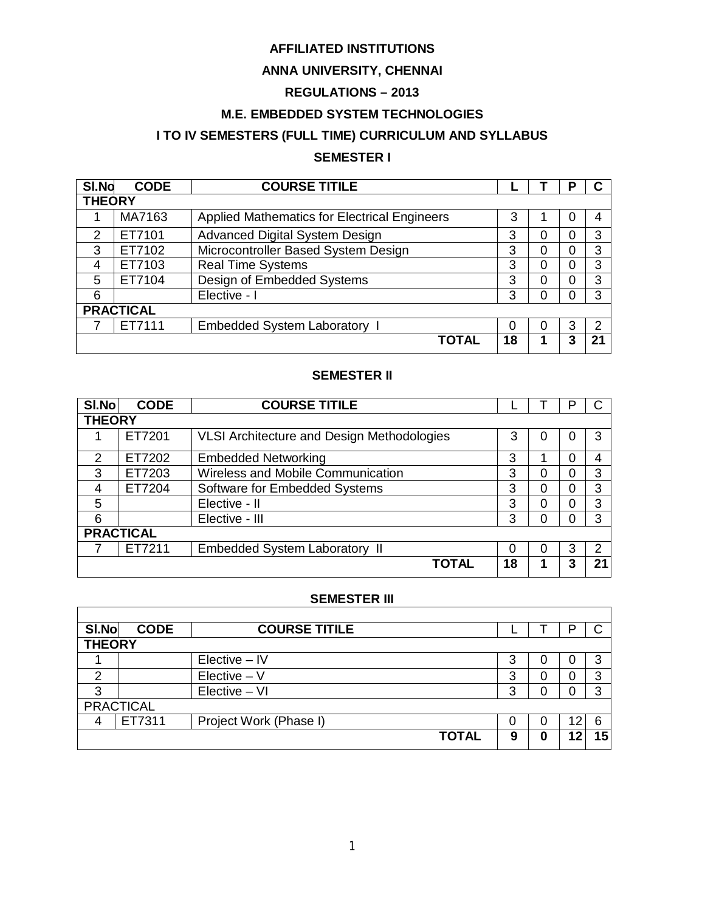# AFFILIATED INSTITUTIONS

## ANNA UNIVERSITY, CHENNAI

## REGULATIONS – 2013

## M.E. EMBEDDED SYSTEM TECHNOLOGIES

## I TO IV SEMESTERS (FULL TIME) CURRICULUM AND SYLLABUS

### SEMESTER I

| Sl.No | CODE | COURSE TITILE | L | T | P | C |
|---|---|---|---|---|---|---|
| **THEORY** | | | | | | |
| 1 | MA7163 | Applied Mathematics for Electrical Engineers | 3 | 1 | 0 | 4 |
| 2 | ET7101 | Advanced Digital System Design | 3 | 0 | 0 | 3 |
| 3 | ET7102 | Microcontroller Based System Design | 3 | 0 | 0 | 3 |
| 4 | ET7103 | Real Time Systems | 3 | 0 | 0 | 3 |
| 5 | ET7104 | Design of Embedded Systems | 3 | 0 | 0 | 3 |
| 6 | | Elective - I | 3 | 0 | 0 | 3 |
| **PRACTICAL** | | | | | | |
| 7 | ET7111 | Embedded System Laboratory I | 0 | 0 | 3 | 2 |
| | | **TOTAL** | **18** | **1** | **3** | **21** |

### SEMESTER II

| Sl.No | CODE | COURSE TITILE | L | T | P | C |
|---|---|---|---|---|---|---|
| **THEORY** | | | | | | |
| 1 | ET7201 | VLSI Architecture and Design Methodologies | 3 | 0 | 0 | 3 |
| 2 | ET7202 | Embedded Networking | 3 | 1 | 0 | 4 |
| 3 | ET7203 | Wireless and Mobile Communication | 3 | 0 | 0 | 3 |
| 4 | ET7204 | Software for Embedded Systems | 3 | 0 | 0 | 3 |
| 5 | | Elective - II | 3 | 0 | 0 | 3 |
| 6 | | Elective - III | 3 | 0 | 0 | 3 |
| **PRACTICAL** | | | | | | |
| 7 | ET7211 | Embedded System Laboratory II | 0 | 0 | 3 | 2 |
| | | **TOTAL** | **18** | **1** | **3** | **21** |

### SEMESTER III

| Sl.No | CODE | COURSE TITILE | L | T | P | C |
|---|---|---|---|---|---|---|
| **THEORY** | | | | | | |
| 1 | | Elective – IV | 3 | 0 | 0 | 3 |
| 2 | | Elective – V | 3 | 0 | 0 | 3 |
| 3 | | Elective – VI | 3 | 0 | 0 | 3 |
| PRACTICAL | | | | | | |
| 4 | ET7311 | Project Work (Phase I) | 0 | 0 | 12 | 6 |
| | | **TOTAL** | **9** | **0** | **12** | **15** |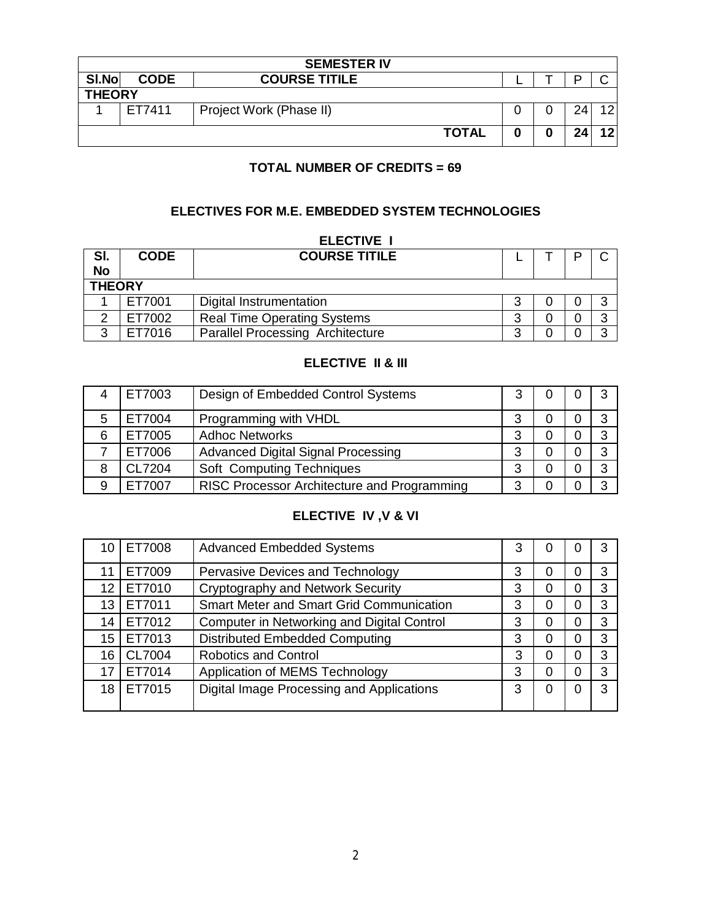| SEMESTER IV | | | | | | |
|---|---|---|---|---|---|---|
| **Sl.No** | **CODE** | **COURSE TITILE** | L | T | P | C |
| **THEORY** | | | | | | |
| 1 | ET7411 | Project Work (Phase II) | 0 | 0 | 24 | 12 |
| | | **TOTAL** | **0** | **0** | **24** | **12** |

**TOTAL NUMBER OF CREDITS = 69**

## ELECTIVES FOR M.E. EMBEDDED SYSTEM TECHNOLOGIES

### ELECTIVE I

| **Sl. No** | **CODE** | **COURSE TITILE** | L | T | P | C |
|---|---|---|---|---|---|---|
| **THEORY** | | | | | | |
| 1 | ET7001 | Digital Instrumentation | 3 | 0 | 0 | 3 |
| 2 | ET7002 | Real Time Operating Systems | 3 | 0 | 0 | 3 |
| 3 | ET7016 | Parallel Processing Architecture | 3 | 0 | 0 | 3 |

### ELECTIVE II & III

| | | | | | | |
|---|---|---|---|---|---|---|
| 4 | ET7003 | Design of Embedded Control Systems | 3 | 0 | 0 | 3 |
| 5 | ET7004 | Programming with VHDL | 3 | 0 | 0 | 3 |
| 6 | ET7005 | Adhoc Networks | 3 | 0 | 0 | 3 |
| 7 | ET7006 | Advanced Digital Signal Processing | 3 | 0 | 0 | 3 |
| 8 | CL7204 | Soft Computing Techniques | 3 | 0 | 0 | 3 |
| 9 | ET7007 | RISC Processor Architecture and Programming | 3 | 0 | 0 | 3 |

### ELECTIVE IV ,V & VI

| | | | | | | |
|---|---|---|---|---|---|---|
| 10 | ET7008 | Advanced Embedded Systems | 3 | 0 | 0 | 3 |
| 11 | ET7009 | Pervasive Devices and Technology | 3 | 0 | 0 | 3 |
| 12 | ET7010 | Cryptography and Network Security | 3 | 0 | 0 | 3 |
| 13 | ET7011 | Smart Meter and Smart Grid Communication | 3 | 0 | 0 | 3 |
| 14 | ET7012 | Computer in Networking and Digital Control | 3 | 0 | 0 | 3 |
| 15 | ET7013 | Distributed Embedded Computing | 3 | 0 | 0 | 3 |
| 16 | CL7004 | Robotics and Control | 3 | 0 | 0 | 3 |
| 17 | ET7014 | Application of MEMS Technology | 3 | 0 | 0 | 3 |
| 18 | ET7015 | Digital Image Processing and Applications | 3 | 0 | 0 | 3 |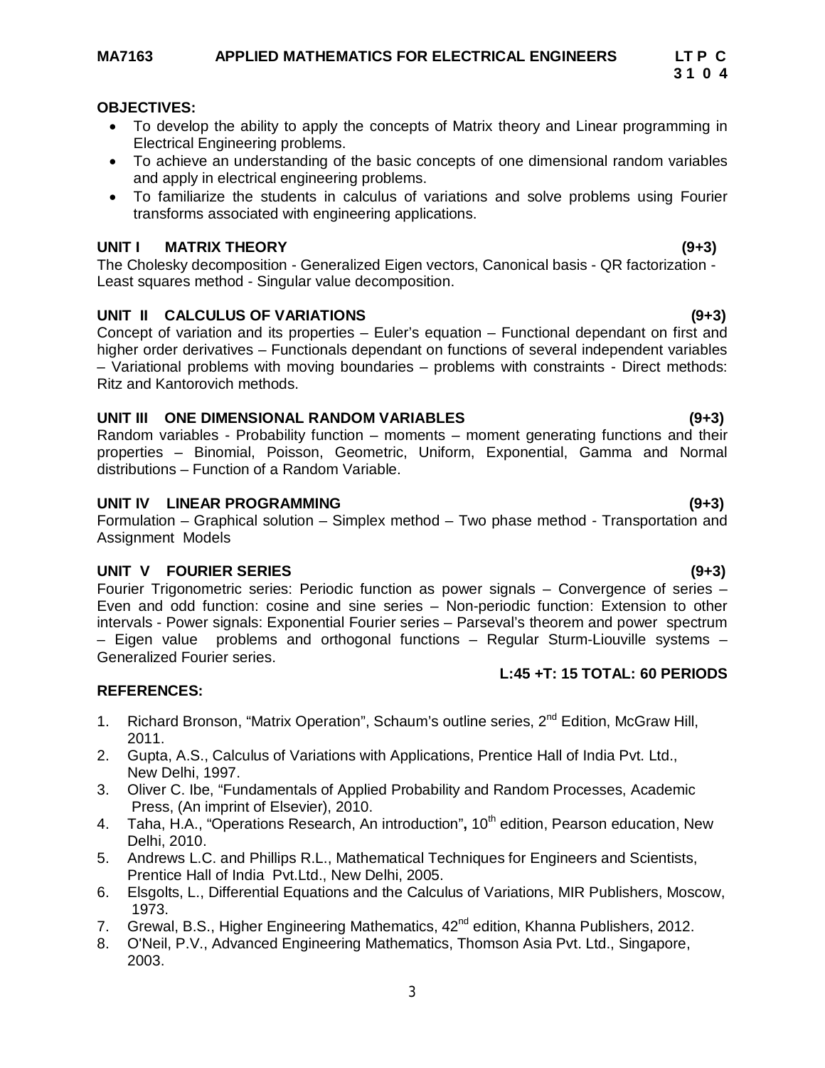**MA7163 APPLIED MATHEMATICS FOR ELECTRICAL ENGINEERS** **LT P C**
**3 1 0 4**

**OBJECTIVES:**

- To develop the ability to apply the concepts of Matrix theory and Linear programming in Electrical Engineering problems.
- To achieve an understanding of the basic concepts of one dimensional random variables and apply in electrical engineering problems.
- To familiarize the students in calculus of variations and solve problems using Fourier transforms associated with engineering applications.

**UNIT I MATRIX THEORY (9+3)**

The Cholesky decomposition - Generalized Eigen vectors, Canonical basis - QR factorization - Least squares method - Singular value decomposition.

**UNIT II CALCULUS OF VARIATIONS (9+3)**

Concept of variation and its properties – Euler's equation – Functional dependant on first and higher order derivatives – Functionals dependant on functions of several independent variables – Variational problems with moving boundaries – problems with constraints - Direct methods: Ritz and Kantorovich methods.

**UNIT III ONE DIMENSIONAL RANDOM VARIABLES (9+3)**

Random variables - Probability function – moments – moment generating functions and their properties – Binomial, Poisson, Geometric, Uniform, Exponential, Gamma and Normal distributions – Function of a Random Variable.

**UNIT IV LINEAR PROGRAMMING (9+3)**

Formulation – Graphical solution – Simplex method – Two phase method - Transportation and Assignment Models

**UNIT V FOURIER SERIES (9+3)**

Fourier Trigonometric series: Periodic function as power signals – Convergence of series – Even and odd function: cosine and sine series – Non-periodic function: Extension to other intervals - Power signals: Exponential Fourier series – Parseval's theorem and power spectrum – Eigen value problems and orthogonal functions – Regular Sturm-Liouville systems – Generalized Fourier series.

**L:45 +T: 15 TOTAL: 60 PERIODS**

**REFERENCES:**

1. Richard Bronson, "Matrix Operation", Schaum's outline series, 2nd Edition, McGraw Hill, 2011.
2. Gupta, A.S., Calculus of Variations with Applications, Prentice Hall of India Pvt. Ltd., New Delhi, 1997.
3. Oliver C. Ibe, "Fundamentals of Applied Probability and Random Processes, Academic Press, (An imprint of Elsevier), 2010.
4. Taha, H.A., "Operations Research, An introduction"**,** 10th edition, Pearson education, New Delhi, 2010.
5. Andrews L.C. and Phillips R.L., Mathematical Techniques for Engineers and Scientists, Prentice Hall of India Pvt.Ltd., New Delhi, 2005.
6. Elsgolts, L., Differential Equations and the Calculus of Variations, MIR Publishers, Moscow, 1973.
7. Grewal, B.S., Higher Engineering Mathematics, 42nd edition, Khanna Publishers, 2012.
8. O'Neil, P.V., Advanced Engineering Mathematics, Thomson Asia Pvt. Ltd., Singapore, 2003.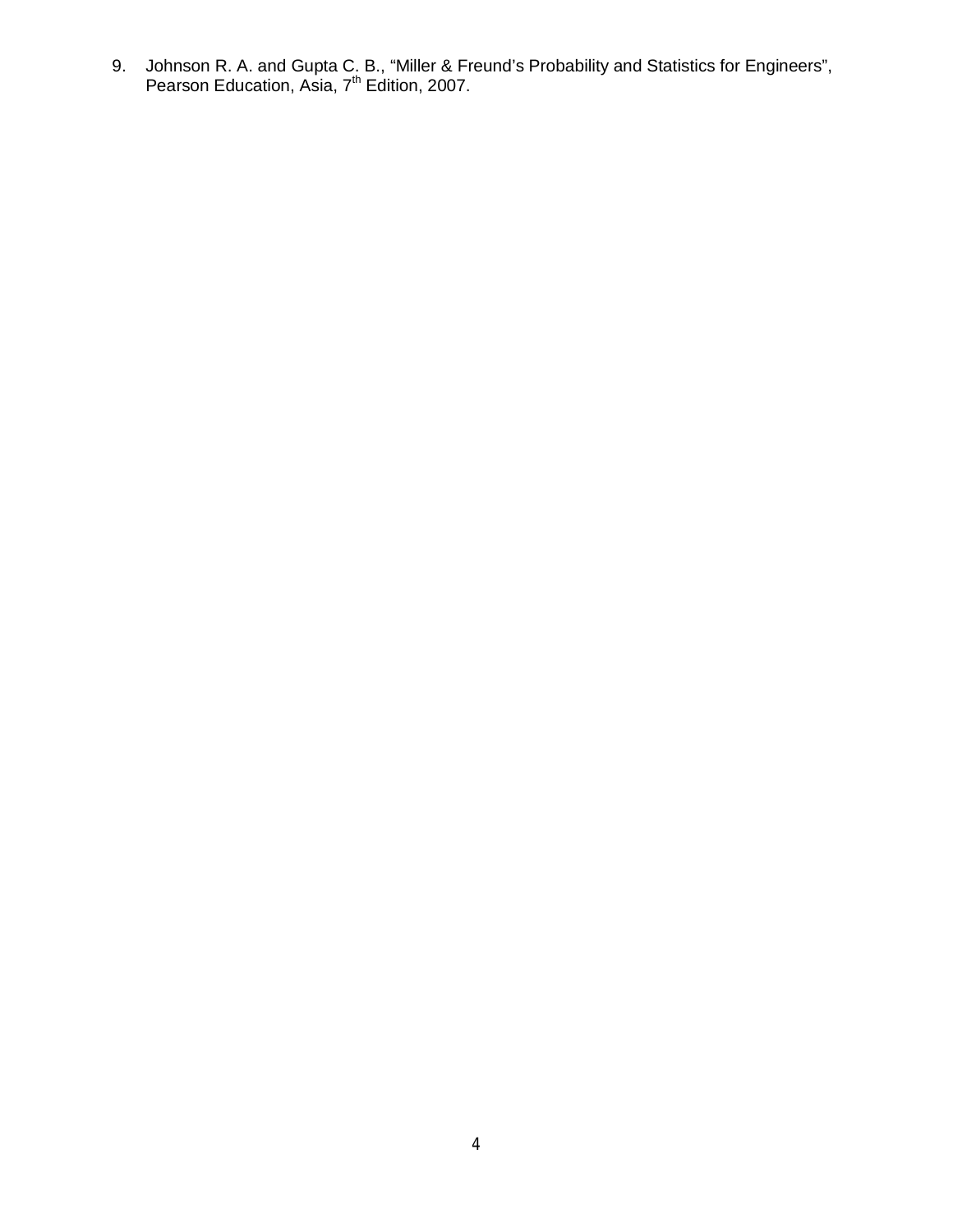9. Johnson R. A. and Gupta C. B., “Miller & Freund’s Probability and Statistics for Engineers”, Pearson Education, Asia, 7th Edition, 2007.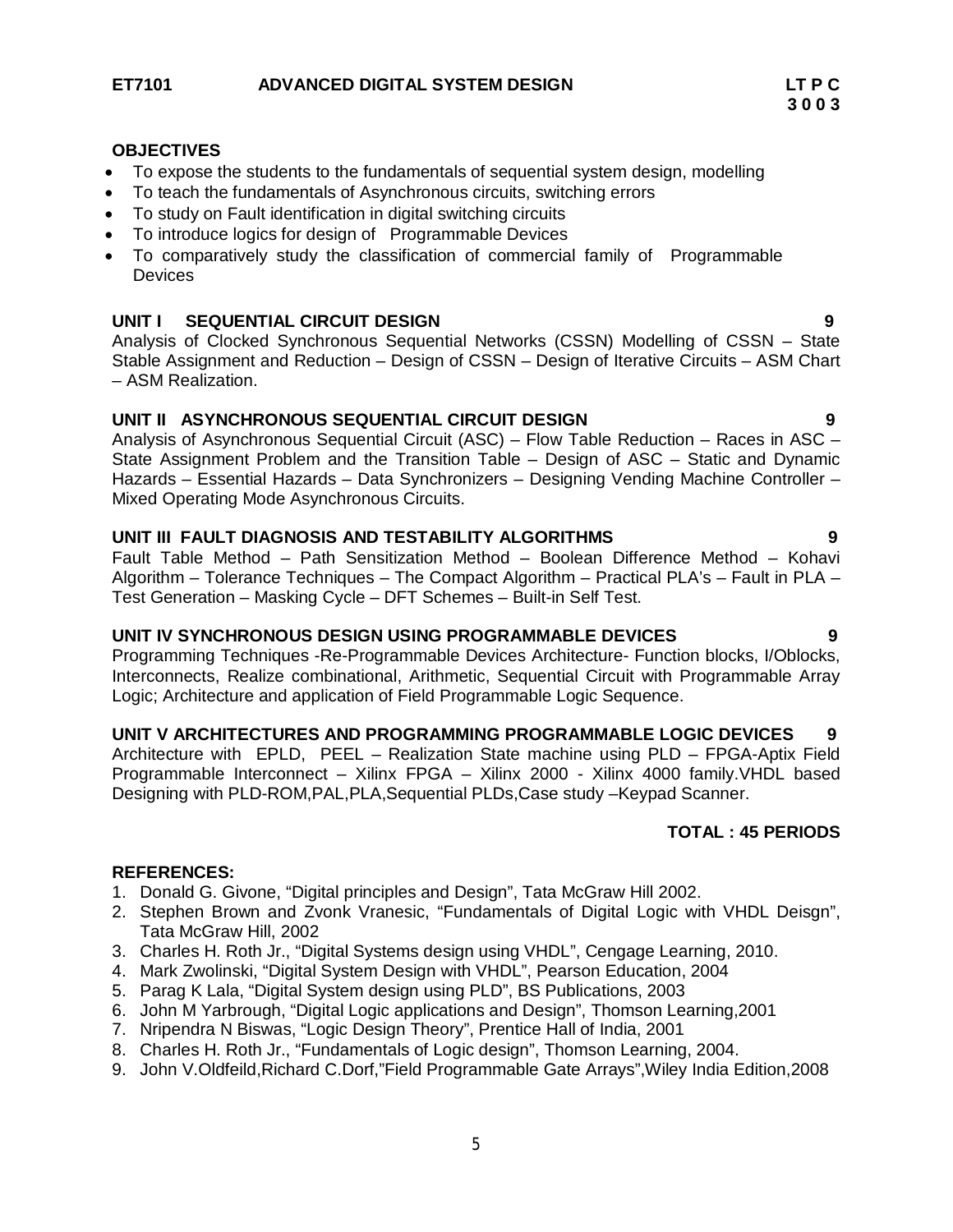**ET7101 ADVANCED DIGITAL SYSTEM DESIGN**

| L | T | P | C |
|---|---|---|---|
| 3 | 0 | 0 | 3 |

**OBJECTIVES**

- To expose the students to the fundamentals of sequential system design, modelling
- To teach the fundamentals of Asynchronous circuits, switching errors
- To study on Fault identification in digital switching circuits
- To introduce logics for design of Programmable Devices
- To comparatively study the classification of commercial family of Programmable Devices

**UNIT I SEQUENTIAL CIRCUIT DESIGN** **9**

Analysis of Clocked Synchronous Sequential Networks (CSSN) Modelling of CSSN – State Stable Assignment and Reduction – Design of CSSN – Design of Iterative Circuits – ASM Chart – ASM Realization.

**UNIT II ASYNCHRONOUS SEQUENTIAL CIRCUIT DESIGN** **9**

Analysis of Asynchronous Sequential Circuit (ASC) – Flow Table Reduction – Races in ASC – State Assignment Problem and the Transition Table – Design of ASC – Static and Dynamic Hazards – Essential Hazards – Data Synchronizers – Designing Vending Machine Controller – Mixed Operating Mode Asynchronous Circuits.

**UNIT III FAULT DIAGNOSIS AND TESTABILITY ALGORITHMS** **9**

Fault Table Method – Path Sensitization Method – Boolean Difference Method – Kohavi Algorithm – Tolerance Techniques – The Compact Algorithm – Practical PLA's – Fault in PLA – Test Generation – Masking Cycle – DFT Schemes – Built-in Self Test.

**UNIT IV SYNCHRONOUS DESIGN USING PROGRAMMABLE DEVICES** **9**

Programming Techniques -Re-Programmable Devices Architecture- Function blocks, I/Oblocks, Interconnects, Realize combinational, Arithmetic, Sequential Circuit with Programmable Array Logic; Architecture and application of Field Programmable Logic Sequence.

**UNIT V ARCHITECTURES AND PROGRAMMING PROGRAMMABLE LOGIC DEVICES** **9**

Architecture with EPLD, PEEL – Realization State machine using PLD – FPGA-Aptix Field Programmable Interconnect – Xilinx FPGA – Xilinx 2000 - Xilinx 4000 family.VHDL based Designing with PLD-ROM,PAL,PLA,Sequential PLDs,Case study –Keypad Scanner.

**TOTAL : 45 PERIODS**

**REFERENCES:**

1. Donald G. Givone, "Digital principles and Design", Tata McGraw Hill 2002.
2. Stephen Brown and Zvonk Vranesic, "Fundamentals of Digital Logic with VHDL Deisgn", Tata McGraw Hill, 2002
3. Charles H. Roth Jr., "Digital Systems design using VHDL", Cengage Learning, 2010.
4. Mark Zwolinski, "Digital System Design with VHDL", Pearson Education, 2004
5. Parag K Lala, "Digital System design using PLD", BS Publications, 2003
6. John M Yarbrough, "Digital Logic applications and Design", Thomson Learning,2001
7. Nripendra N Biswas, "Logic Design Theory", Prentice Hall of India, 2001
8. Charles H. Roth Jr., "Fundamentals of Logic design", Thomson Learning, 2004.
9. John V.Oldfeild,Richard C.Dorf,"Field Programmable Gate Arrays",Wiley India Edition,2008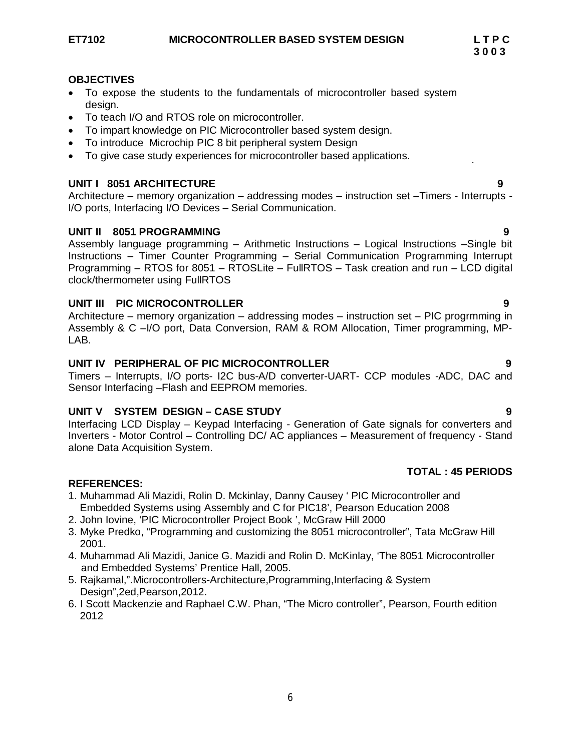**ET7102 MICROCONTROLLER BASED SYSTEM DESIGN** **L T P C**
**3 0 0 3**

## OBJECTIVES

- To expose the students to the fundamentals of microcontroller based system design.
- To teach I/O and RTOS role on microcontroller.
- To impart knowledge on PIC Microcontroller based system design.
- To introduce Microchip PIC 8 bit peripheral system Design
- To give case study experiences for microcontroller based applications.

### UNIT I 8051 ARCHITECTURE 9

Architecture – memory organization – addressing modes – instruction set –Timers - Interrupts - I/O ports, Interfacing I/O Devices – Serial Communication.

### UNIT II 8051 PROGRAMMING 9

Assembly language programming – Arithmetic Instructions – Logical Instructions –Single bit Instructions – Timer Counter Programming – Serial Communication Programming Interrupt Programming – RTOS for 8051 – RTOSLite – FullRTOS – Task creation and run – LCD digital clock/thermometer using FullRTOS

### UNIT III PIC MICROCONTROLLER 9

Architecture – memory organization – addressing modes – instruction set – PIC progrmming in Assembly & C –I/O port, Data Conversion, RAM & ROM Allocation, Timer programming, MP-LAB.

### UNIT IV PERIPHERAL OF PIC MICROCONTROLLER 9

Timers – Interrupts, I/O ports- I2C bus-A/D converter-UART- CCP modules -ADC, DAC and Sensor Interfacing –Flash and EEPROM memories.

### UNIT V SYSTEM DESIGN – CASE STUDY 9

Interfacing LCD Display – Keypad Interfacing - Generation of Gate signals for converters and Inverters - Motor Control – Controlling DC/ AC appliances – Measurement of frequency - Stand alone Data Acquisition System.

**TOTAL : 45 PERIODS**

## REFERENCES:

1. Muhammad Ali Mazidi, Rolin D. Mckinlay, Danny Causey ' PIC Microcontroller and Embedded Systems using Assembly and C for PIC18', Pearson Education 2008
2. John Iovine, 'PIC Microcontroller Project Book ', McGraw Hill 2000
3. Myke Predko, "Programming and customizing the 8051 microcontroller", Tata McGraw Hill 2001.
4. Muhammad Ali Mazidi, Janice G. Mazidi and Rolin D. McKinlay, 'The 8051 Microcontroller and Embedded Systems' Prentice Hall, 2005.
5. Rajkamal,".Microcontrollers-Architecture,Programming,Interfacing & System Design",2ed,Pearson,2012.
6. I Scott Mackenzie and Raphael C.W. Phan, "The Micro controller", Pearson, Fourth edition 2012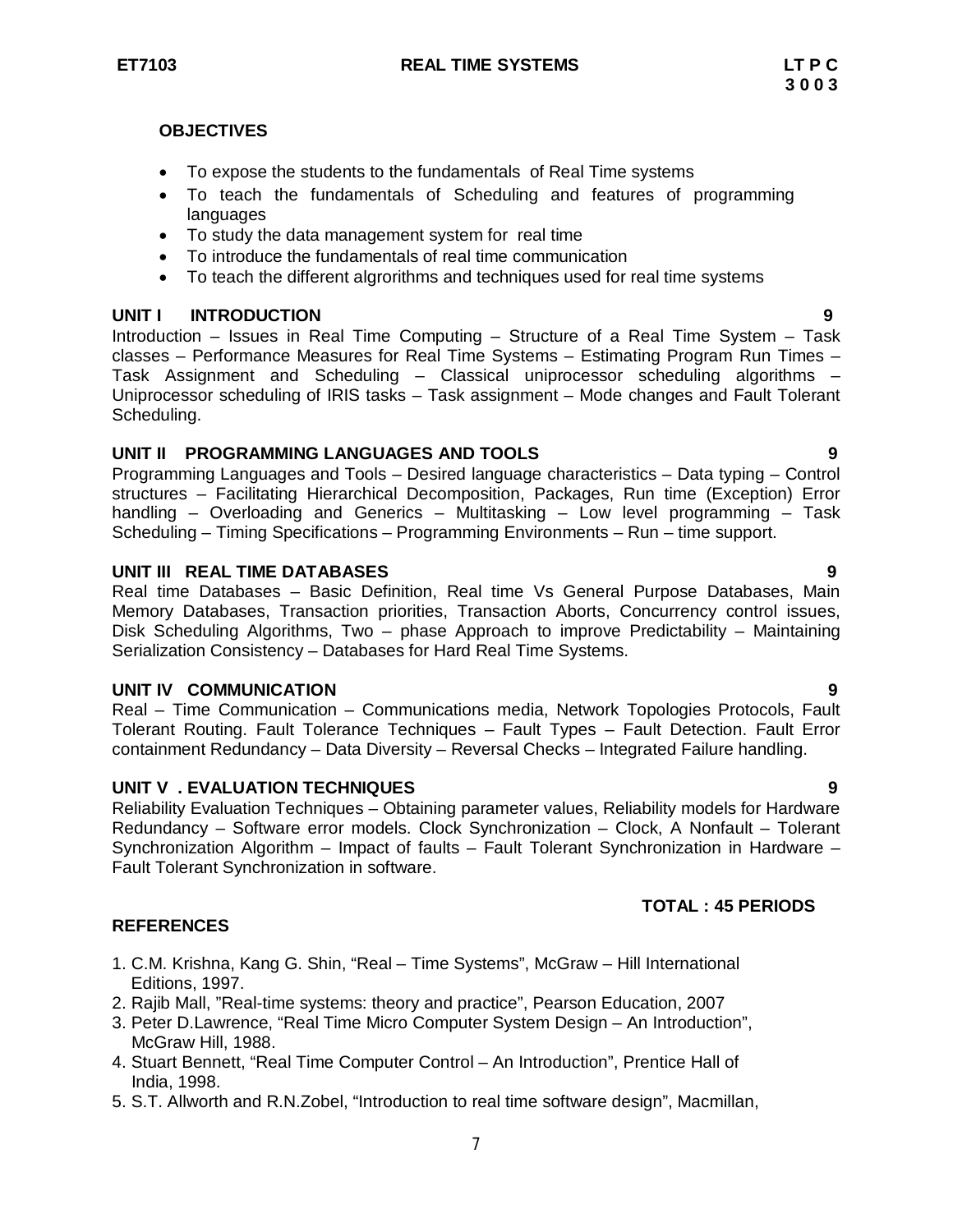**ET7103 REAL TIME SYSTEMS LT P C**
**3 0 0 3**

**OBJECTIVES**

- To expose the students to the fundamentals of Real Time systems
- To teach the fundamentals of Scheduling and features of programming languages
- To study the data management system for real time
- To introduce the fundamentals of real time communication
- To teach the different algrorithms and techniques used for real time systems

**UNIT I INTRODUCTION 9**

Introduction – Issues in Real Time Computing – Structure of a Real Time System – Task classes – Performance Measures for Real Time Systems – Estimating Program Run Times – Task Assignment and Scheduling – Classical uniprocessor scheduling algorithms – Uniprocessor scheduling of IRIS tasks – Task assignment – Mode changes and Fault Tolerant Scheduling.

**UNIT II PROGRAMMING LANGUAGES AND TOOLS 9**

Programming Languages and Tools – Desired language characteristics – Data typing – Control structures – Facilitating Hierarchical Decomposition, Packages, Run time (Exception) Error handling – Overloading and Generics – Multitasking – Low level programming – Task Scheduling – Timing Specifications – Programming Environments – Run – time support.

**UNIT III REAL TIME DATABASES 9**

Real time Databases – Basic Definition, Real time Vs General Purpose Databases, Main Memory Databases, Transaction priorities, Transaction Aborts, Concurrency control issues, Disk Scheduling Algorithms, Two – phase Approach to improve Predictability – Maintaining Serialization Consistency – Databases for Hard Real Time Systems.

**UNIT IV COMMUNICATION 9**

Real – Time Communication – Communications media, Network Topologies Protocols, Fault Tolerant Routing. Fault Tolerance Techniques – Fault Types – Fault Detection. Fault Error containment Redundancy – Data Diversity – Reversal Checks – Integrated Failure handling.

**UNIT V . EVALUATION TECHNIQUES 9**

Reliability Evaluation Techniques – Obtaining parameter values, Reliability models for Hardware Redundancy – Software error models. Clock Synchronization – Clock, A Nonfault – Tolerant Synchronization Algorithm – Impact of faults – Fault Tolerant Synchronization in Hardware – Fault Tolerant Synchronization in software.

**TOTAL : 45 PERIODS**

**REFERENCES**

1. C.M. Krishna, Kang G. Shin, "Real – Time Systems", McGraw – Hill International Editions, 1997.
2. Rajib Mall, "Real-time systems: theory and practice", Pearson Education, 2007
3. Peter D.Lawrence, "Real Time Micro Computer System Design – An Introduction", McGraw Hill, 1988.
4. Stuart Bennett, "Real Time Computer Control – An Introduction", Prentice Hall of India, 1998.
5. S.T. Allworth and R.N.Zobel, "Introduction to real time software design", Macmillan,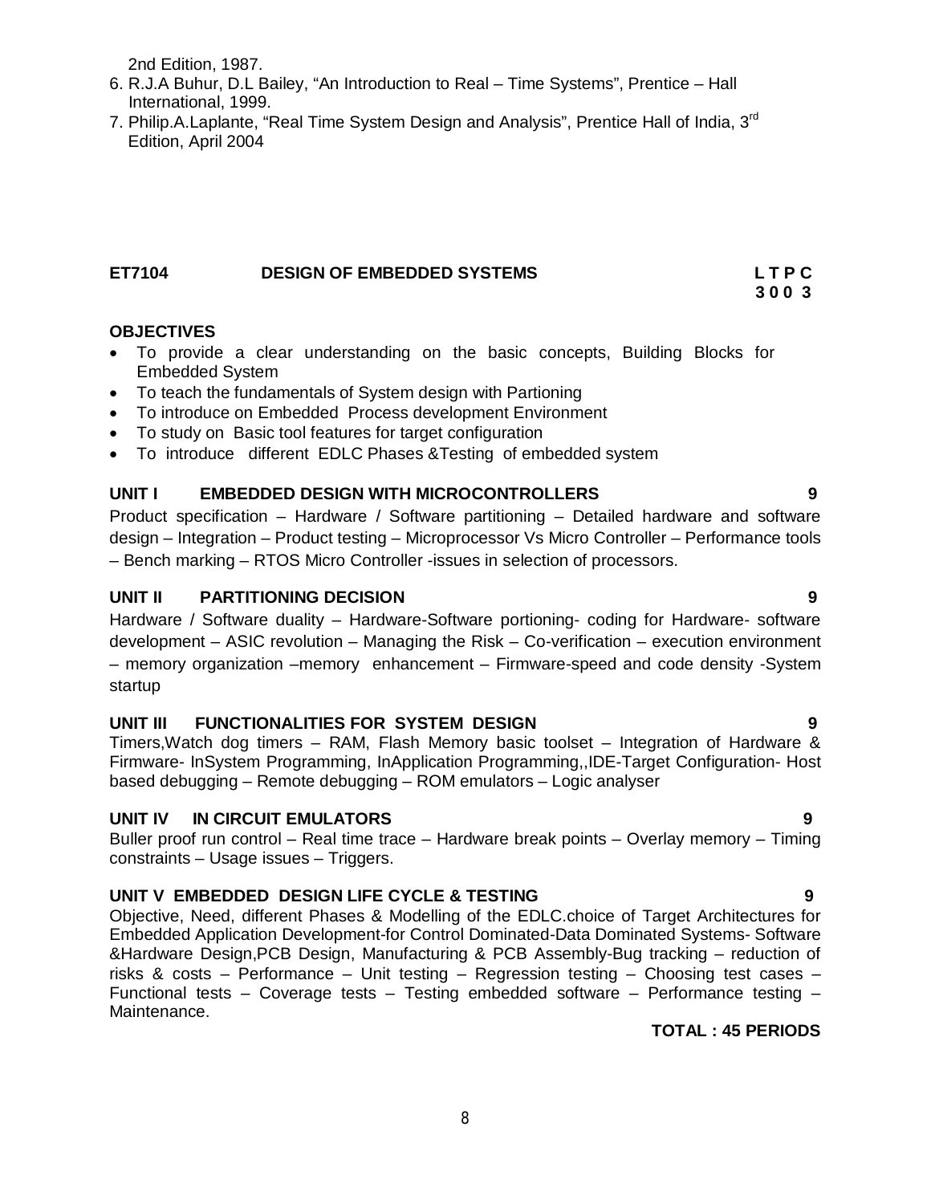2nd Edition, 1987.

6. R.J.A Buhur, D.L Bailey, "An Introduction to Real – Time Systems", Prentice – Hall International, 1999.
7. Philip.A.Laplante, "Real Time System Design and Analysis", Prentice Hall of India, 3rd Edition, April 2004

## ET7104 DESIGN OF EMBEDDED SYSTEMS

**L T P C**
**3 0 0 3**

### OBJECTIVES

- To provide a clear understanding on the basic concepts, Building Blocks for Embedded System
- To teach the fundamentals of System design with Partioning
- To introduce on Embedded Process development Environment
- To study on Basic tool features for target configuration
- To introduce different EDLC Phases &Testing of embedded system

### UNIT I EMBEDDED DESIGN WITH MICROCONTROLLERS 9

Product specification – Hardware / Software partitioning – Detailed hardware and software design – Integration – Product testing – Microprocessor Vs Micro Controller – Performance tools – Bench marking – RTOS Micro Controller -issues in selection of processors.

### UNIT II PARTITIONING DECISION 9

Hardware / Software duality – Hardware-Software portioning- coding for Hardware- software development – ASIC revolution – Managing the Risk – Co-verification – execution environment – memory organization –memory enhancement – Firmware-speed and code density -System startup

### UNIT III FUNCTIONALITIES FOR SYSTEM DESIGN 9

Timers,Watch dog timers – RAM, Flash Memory basic toolset – Integration of Hardware & Firmware- InSystem Programming, InApplication Programming,,IDE-Target Configuration- Host based debugging – Remote debugging – ROM emulators – Logic analyser

### UNIT IV IN CIRCUIT EMULATORS 9

Buller proof run control – Real time trace – Hardware break points – Overlay memory – Timing constraints – Usage issues – Triggers.

### UNIT V EMBEDDED DESIGN LIFE CYCLE & TESTING 9

Objective, Need, different Phases & Modelling of the EDLC.choice of Target Architectures for Embedded Application Development-for Control Dominated-Data Dominated Systems- Software &Hardware Design,PCB Design, Manufacturing & PCB Assembly-Bug tracking – reduction of risks & costs – Performance – Unit testing – Regression testing – Choosing test cases – Functional tests – Coverage tests – Testing embedded software – Performance testing – Maintenance.

**TOTAL : 45 PERIODS**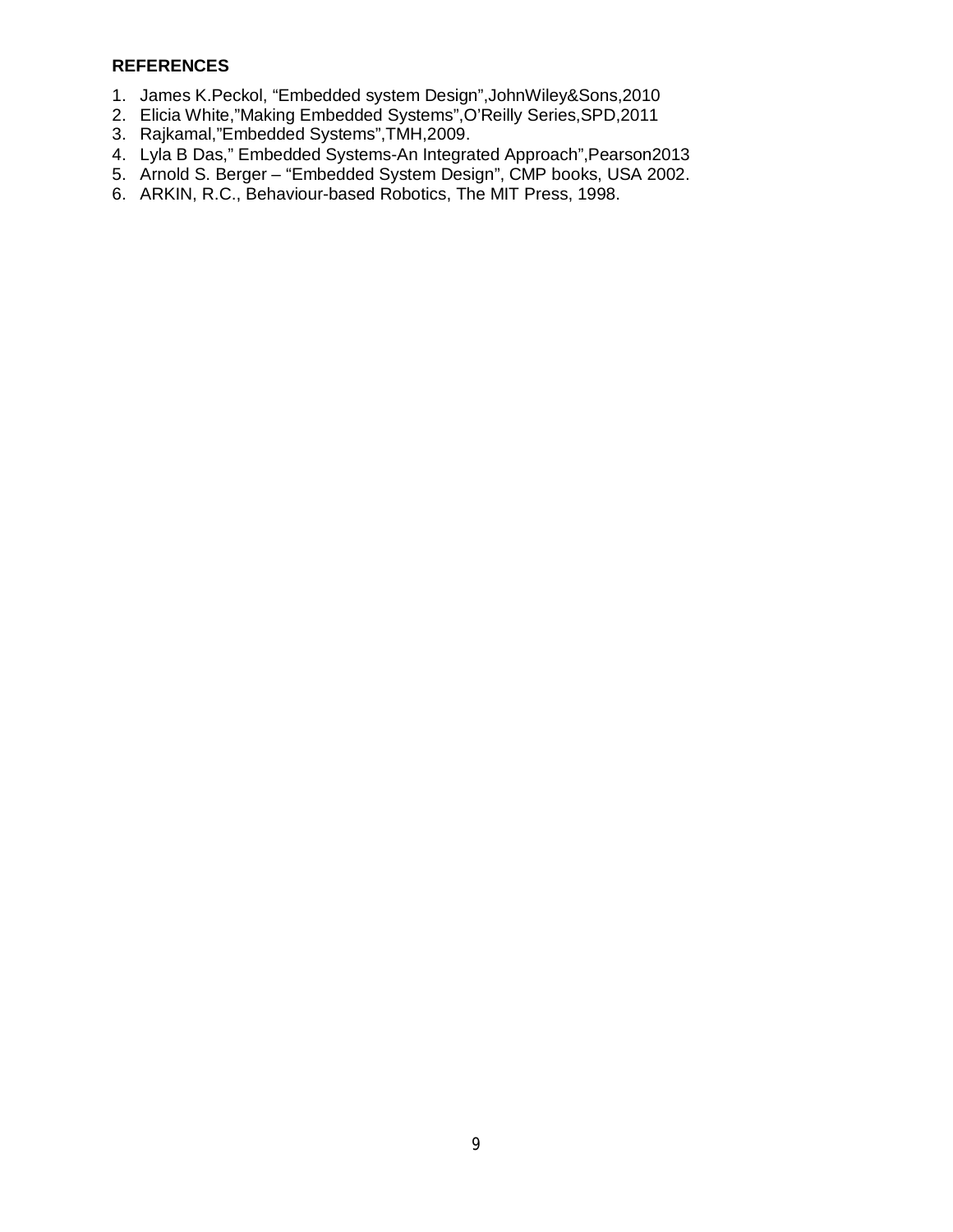**REFERENCES**

1. James K.Peckol, “Embedded system Design”,JohnWiley&Sons,2010
2. Elicia White,”Making Embedded Systems”,O’Reilly Series,SPD,2011
3. Rajkamal,”Embedded Systems”,TMH,2009.
4. Lyla B Das,” Embedded Systems-An Integrated Approach”,Pearson2013
5. Arnold S. Berger – “Embedded System Design”, CMP books, USA 2002.
6. ARKIN, R.C., Behaviour-based Robotics, The MIT Press, 1998.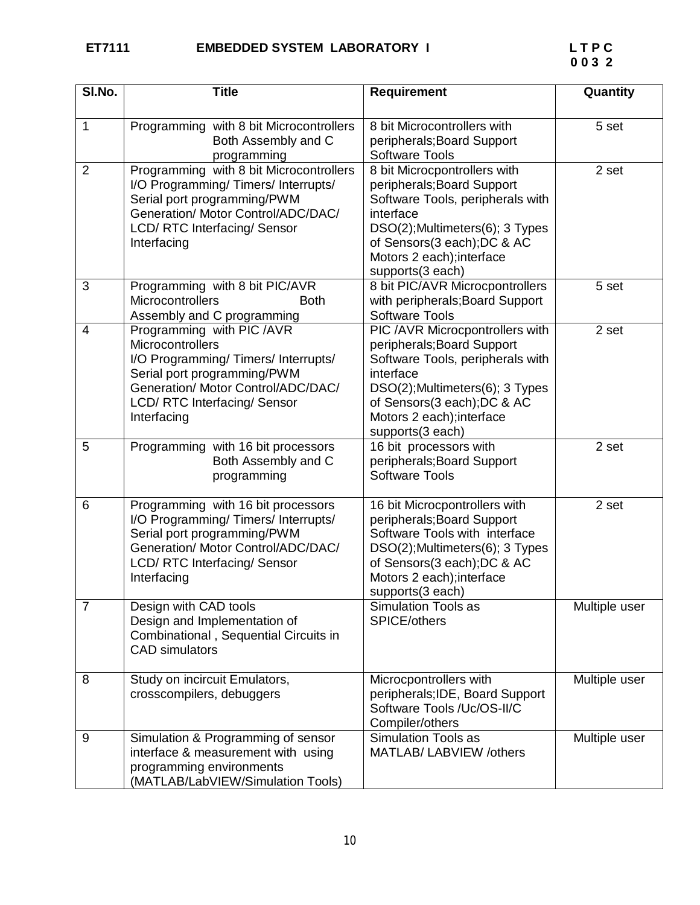**ET7111 EMBEDDED SYSTEM LABORATORY I** **L T P C**
**0 0 3 2**

| Sl.No. | Title | Requirement | Quantity |
|---|---|---|---|
| 1 | Programming with 8 bit Microcontrollers Both Assembly and C programming | 8 bit Microcontrollers with peripherals;Board Support Software Tools | 5 set |
| 2 | Programming with 8 bit Microcontrollers I/O Programming/ Timers/ Interrupts/ Serial port programming/PWM Generation/ Motor Control/ADC/DAC/ LCD/ RTC Interfacing/ Sensor Interfacing | 8 bit Microcpontrollers with peripherals;Board Support Software Tools, peripherals with interface DSO(2);Multimeters(6); 3 Types of Sensors(3 each);DC & AC Motors 2 each);interface supports(3 each) | 2 set |
| 3 | Programming with 8 bit PIC/AVR Microcontrollers Both Assembly and C programming | 8 bit PIC/AVR Microcpontrollers with peripherals;Board Support Software Tools | 5 set |
| 4 | Programming with PIC /AVR Microcontrollers I/O Programming/ Timers/ Interrupts/ Serial port programming/PWM Generation/ Motor Control/ADC/DAC/ LCD/ RTC Interfacing/ Sensor Interfacing | PIC /AVR Microcpontrollers with peripherals;Board Support Software Tools, peripherals with interface DSO(2);Multimeters(6); 3 Types of Sensors(3 each);DC & AC Motors 2 each);interface supports(3 each) | 2 set |
| 5 | Programming with 16 bit processors Both Assembly and C programming | 16 bit processors with peripherals;Board Support Software Tools | 2 set |
| 6 | Programming with 16 bit processors I/O Programming/ Timers/ Interrupts/ Serial port programming/PWM Generation/ Motor Control/ADC/DAC/ LCD/ RTC Interfacing/ Sensor Interfacing | 16 bit Microcpontrollers with peripherals;Board Support Software Tools with interface DSO(2);Multimeters(6); 3 Types of Sensors(3 each);DC & AC Motors 2 each);interface supports(3 each) | 2 set |
| 7 | Design with CAD tools Design and Implementation of Combinational , Sequential Circuits in CAD simulators | Simulation Tools as SPICE/others | Multiple user |
| 8 | Study on incircuit Emulators, crosscompilers, debuggers | Microcpontrollers with peripherals;IDE, Board Support Software Tools /Uc/OS-II/C Compiler/others | Multiple user |
| 9 | Simulation & Programming of sensor interface & measurement with using programming environments (MATLAB/LabVIEW/Simulation Tools) | Simulation Tools as MATLAB/ LABVIEW /others | Multiple user |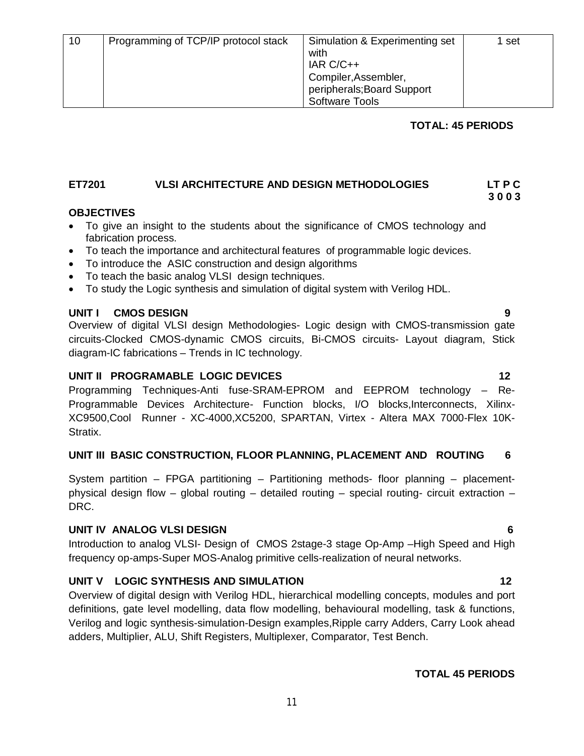| 10 | Programming of TCP/IP protocol stack | Simulation & Experimenting set with IAR C/C++ Compiler,Assembler, peripherals;Board Support Software Tools | 1 set |
|---|---|---|---|

**TOTAL: 45 PERIODS**

## ET7201 VLSI ARCHITECTURE AND DESIGN METHODOLOGIES

**LT P C**
**3 0 0 3**

### OBJECTIVES

- To give an insight to the students about the significance of CMOS technology and fabrication process.
- To teach the importance and architectural features of programmable logic devices.
- To introduce the ASIC construction and design algorithms
- To teach the basic analog VLSI design techniques.
- To study the Logic synthesis and simulation of digital system with Verilog HDL.

### UNIT I CMOS DESIGN 9

Overview of digital VLSI design Methodologies- Logic design with CMOS-transmission gate circuits-Clocked CMOS-dynamic CMOS circuits, Bi-CMOS circuits- Layout diagram, Stick diagram-IC fabrications – Trends in IC technology.

### UNIT II PROGRAMABLE LOGIC DEVICES 12

Programming Techniques-Anti fuse-SRAM-EPROM and EEPROM technology – Re-Programmable Devices Architecture- Function blocks, I/O blocks,Interconnects, Xilinx-XC9500,Cool Runner - XC-4000,XC5200, SPARTAN, Virtex - Altera MAX 7000-Flex 10K-Stratix.

### UNIT III BASIC CONSTRUCTION, FLOOR PLANNING, PLACEMENT AND ROUTING 6

System partition – FPGA partitioning – Partitioning methods- floor planning – placement-physical design flow – global routing – detailed routing – special routing- circuit extraction – DRC.

### UNIT IV ANALOG VLSI DESIGN 6

Introduction to analog VLSI- Design of CMOS 2stage-3 stage Op-Amp –High Speed and High frequency op-amps-Super MOS-Analog primitive cells-realization of neural networks.

### UNIT V LOGIC SYNTHESIS AND SIMULATION 12

Overview of digital design with Verilog HDL, hierarchical modelling concepts, modules and port definitions, gate level modelling, data flow modelling, behavioural modelling, task & functions, Verilog and logic synthesis-simulation-Design examples,Ripple carry Adders, Carry Look ahead adders, Multiplier, ALU, Shift Registers, Multiplexer, Comparator, Test Bench.

**TOTAL 45 PERIODS**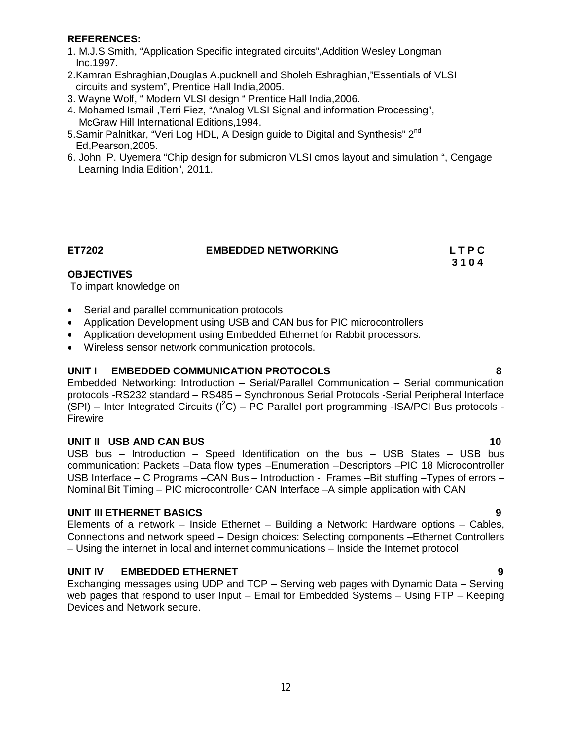**REFERENCES:**

1. M.J.S Smith, "Application Specific integrated circuits",Addition Wesley Longman Inc.1997.
2. Kamran Eshraghian,Douglas A.pucknell and Sholeh Eshraghian,"Essentials of VLSI circuits and system", Prentice Hall India,2005.
3. Wayne Wolf, " Modern VLSI design " Prentice Hall India,2006.
4. Mohamed Ismail ,Terri Fiez, "Analog VLSI Signal and information Processing", McGraw Hill International Editions,1994.
5. Samir Palnitkar, "Veri Log HDL, A Design guide to Digital and Synthesis" 2nd Ed,Pearson,2005.
6. John P. Uyemera "Chip design for submicron VLSI cmos layout and simulation ", Cengage Learning India Edition", 2011.

## ET7202 EMBEDDED NETWORKING

**L T P C**
**3 1 0 4**

**OBJECTIVES**

To impart knowledge on

- Serial and parallel communication protocols
- Application Development using USB and CAN bus for PIC microcontrollers
- Application development using Embedded Ethernet for Rabbit processors.
- Wireless sensor network communication protocols.

**UNIT I EMBEDDED COMMUNICATION PROTOCOLS 8**

Embedded Networking: Introduction – Serial/Parallel Communication – Serial communication protocols -RS232 standard – RS485 – Synchronous Serial Protocols -Serial Peripheral Interface (SPI) – Inter Integrated Circuits ($I^2C$) – PC Parallel port programming -ISA/PCI Bus protocols - Firewire

**UNIT II USB AND CAN BUS 10**

USB bus – Introduction – Speed Identification on the bus – USB States – USB bus communication: Packets –Data flow types –Enumeration –Descriptors –PIC 18 Microcontroller USB Interface – C Programs –CAN Bus – Introduction - Frames –Bit stuffing –Types of errors –Nominal Bit Timing – PIC microcontroller CAN Interface –A simple application with CAN

**UNIT III ETHERNET BASICS 9**

Elements of a network – Inside Ethernet – Building a Network: Hardware options – Cables, Connections and network speed – Design choices: Selecting components –Ethernet Controllers – Using the internet in local and internet communications – Inside the Internet protocol

**UNIT IV EMBEDDED ETHERNET 9**

Exchanging messages using UDP and TCP – Serving web pages with Dynamic Data – Serving web pages that respond to user Input – Email for Embedded Systems – Using FTP – Keeping Devices and Network secure.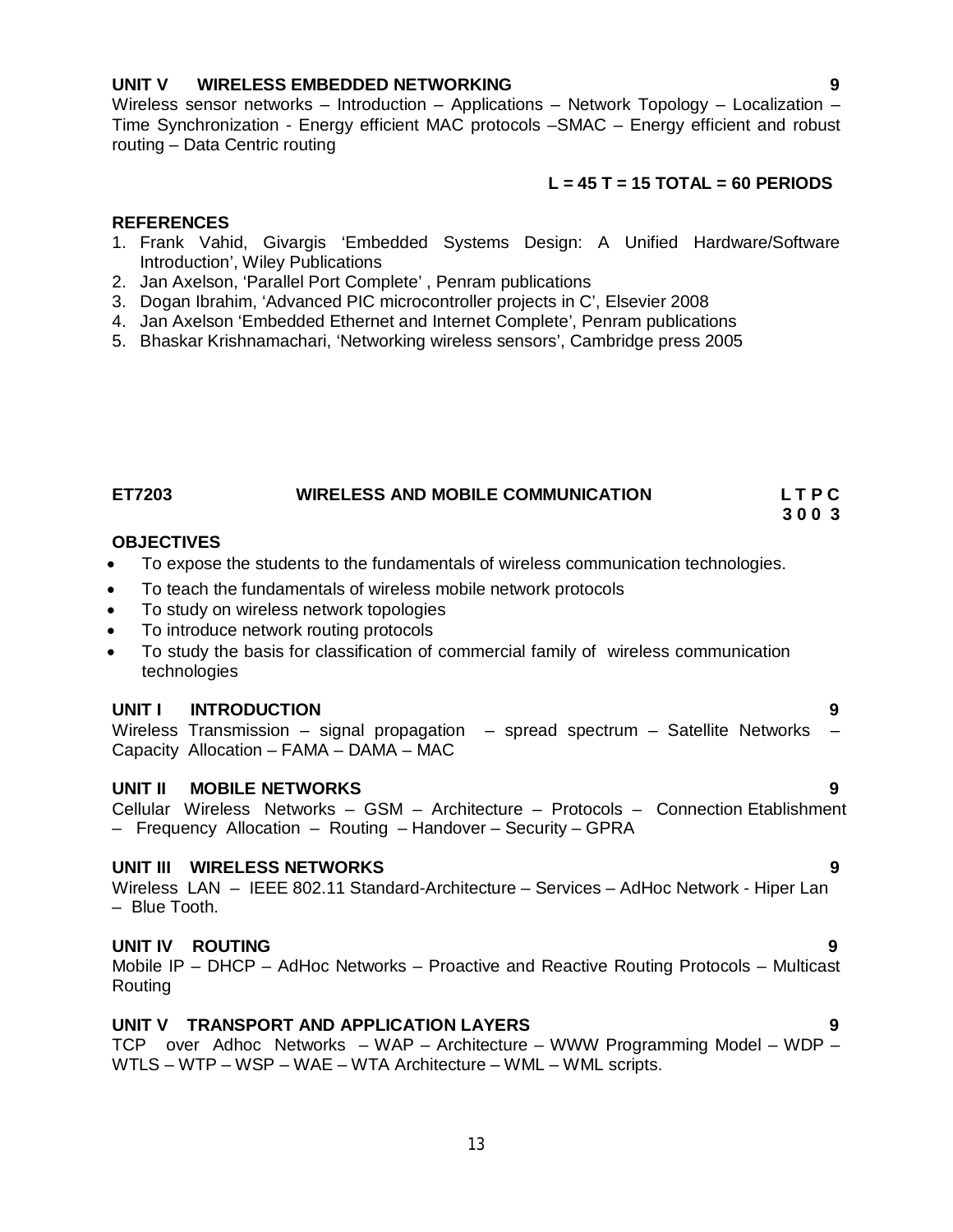**UNIT V WIRELESS EMBEDDED NETWORKING 9**

Wireless sensor networks – Introduction – Applications – Network Topology – Localization – Time Synchronization - Energy efficient MAC protocols –SMAC – Energy efficient and robust routing – Data Centric routing

**L = 45 T = 15 TOTAL = 60 PERIODS**

**REFERENCES**

1. Frank Vahid, Givargis 'Embedded Systems Design: A Unified Hardware/Software Introduction', Wiley Publications
2. Jan Axelson, 'Parallel Port Complete' , Penram publications
3. Dogan Ibrahim, 'Advanced PIC microcontroller projects in C', Elsevier 2008
4. Jan Axelson 'Embedded Ethernet and Internet Complete', Penram publications
5. Bhaskar Krishnamachari, 'Networking wireless sensors', Cambridge press 2005

## ET7203 WIRELESS AND MOBILE COMMUNICATION

| L | T | P | C |
|---|---|---|---|
| 3 | 0 | 0 | 3 |

**OBJECTIVES**

- To expose the students to the fundamentals of wireless communication technologies.
- To teach the fundamentals of wireless mobile network protocols
- To study on wireless network topologies
- To introduce network routing protocols
- To study the basis for classification of commercial family of wireless communication technologies

**UNIT I INTRODUCTION 9**

Wireless Transmission – signal propagation – spread spectrum – Satellite Networks – Capacity Allocation – FAMA – DAMA – MAC

**UNIT II MOBILE NETWORKS 9**

Cellular Wireless Networks – GSM – Architecture – Protocols – Connection Etablishment – Frequency Allocation – Routing – Handover – Security – GPRA

**UNIT III WIRELESS NETWORKS 9**

Wireless LAN – IEEE 802.11 Standard-Architecture – Services – AdHoc Network - Hiper Lan – Blue Tooth.

**UNIT IV ROUTING 9**

Mobile IP – DHCP – AdHoc Networks – Proactive and Reactive Routing Protocols – Multicast Routing

**UNIT V TRANSPORT AND APPLICATION LAYERS 9**

TCP over Adhoc Networks – WAP – Architecture – WWW Programming Model – WDP – WTLS – WTP – WSP – WAE – WTA Architecture – WML – WML scripts.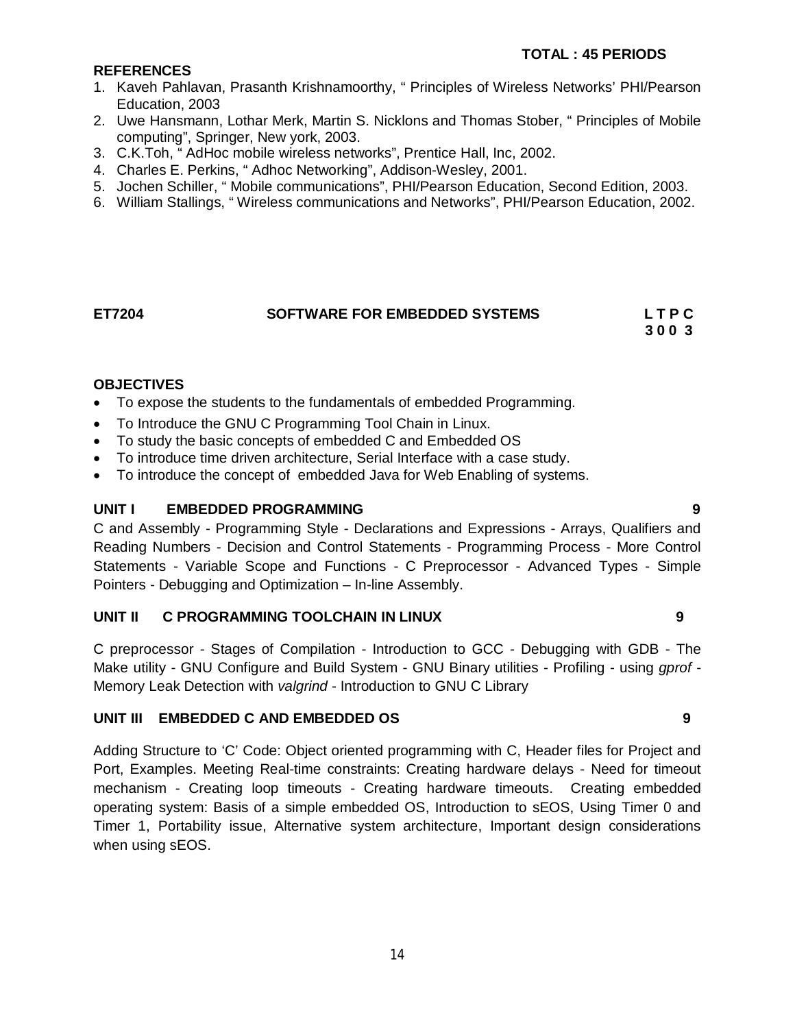**TOTAL : 45 PERIODS**

**REFERENCES**

1. Kaveh Pahlavan, Prasanth Krishnamoorthy, " Principles of Wireless Networks' PHI/Pearson Education, 2003
2. Uwe Hansmann, Lothar Merk, Martin S. Nicklons and Thomas Stober, " Principles of Mobile computing", Springer, New york, 2003.
3. C.K.Toh, " AdHoc mobile wireless networks", Prentice Hall, Inc, 2002.
4. Charles E. Perkins, " Adhoc Networking", Addison-Wesley, 2001.
5. Jochen Schiller, " Mobile communications", PHI/Pearson Education, Second Edition, 2003.
6. William Stallings, " Wireless communications and Networks", PHI/Pearson Education, 2002.

## ET7204 SOFTWARE FOR EMBEDDED SYSTEMS

**L T P C**
**3 0 0 3**

**OBJECTIVES**

- To expose the students to the fundamentals of embedded Programming.
- To Introduce the GNU C Programming Tool Chain in Linux.
- To study the basic concepts of embedded C and Embedded OS
- To introduce time driven architecture, Serial Interface with a case study.
- To introduce the concept of embedded Java for Web Enabling of systems.

**UNIT I EMBEDDED PROGRAMMING 9**

C and Assembly - Programming Style - Declarations and Expressions - Arrays, Qualifiers and Reading Numbers - Decision and Control Statements - Programming Process - More Control Statements - Variable Scope and Functions - C Preprocessor - Advanced Types - Simple Pointers - Debugging and Optimization – In-line Assembly.

**UNIT II C PROGRAMMING TOOLCHAIN IN LINUX 9**

C preprocessor - Stages of Compilation - Introduction to GCC - Debugging with GDB - The Make utility - GNU Configure and Build System - GNU Binary utilities - Profiling - using *gprof* - Memory Leak Detection with *valgrind* - Introduction to GNU C Library

**UNIT III EMBEDDED C AND EMBEDDED OS 9**

Adding Structure to 'C' Code: Object oriented programming with C, Header files for Project and Port, Examples. Meeting Real-time constraints: Creating hardware delays - Need for timeout mechanism - Creating loop timeouts - Creating hardware timeouts. Creating embedded operating system: Basis of a simple embedded OS, Introduction to sEOS, Using Timer 0 and Timer 1, Portability issue, Alternative system architecture, Important design considerations when using sEOS.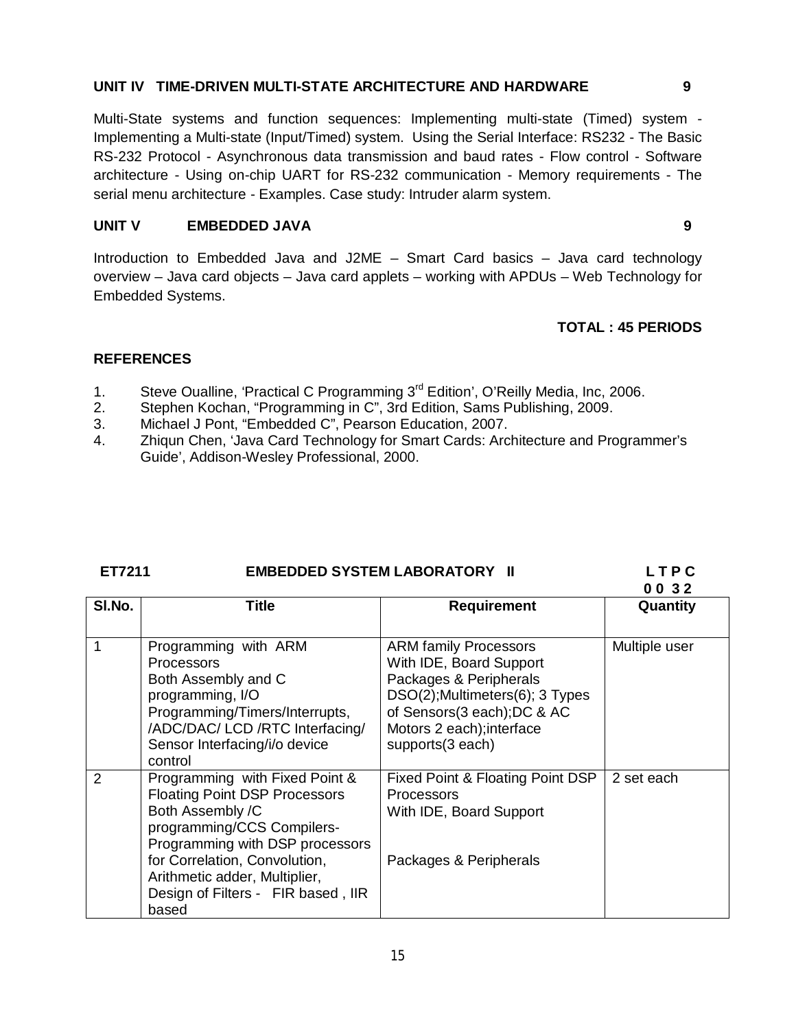**UNIT IV TIME-DRIVEN MULTI-STATE ARCHITECTURE AND HARDWARE 9**

Multi-State systems and function sequences: Implementing multi-state (Timed) system - Implementing a Multi-state (Input/Timed) system. Using the Serial Interface: RS232 - The Basic RS-232 Protocol - Asynchronous data transmission and baud rates - Flow control - Software architecture - Using on-chip UART for RS-232 communication - Memory requirements - The serial menu architecture - Examples. Case study: Intruder alarm system.

**UNIT V EMBEDDED JAVA 9**

Introduction to Embedded Java and J2ME – Smart Card basics – Java card technology overview – Java card objects – Java card applets – working with APDUs – Web Technology for Embedded Systems.

**TOTAL : 45 PERIODS**

**REFERENCES**

1. Steve Oualline, 'Practical C Programming 3rd Edition', O'Reilly Media, Inc, 2006.
2. Stephen Kochan, "Programming in C", 3rd Edition, Sams Publishing, 2009.
3. Michael J Pont, "Embedded C", Pearson Education, 2007.
4. Zhiqun Chen, 'Java Card Technology for Smart Cards: Architecture and Programmer's Guide', Addison-Wesley Professional, 2000.

**ET7211 EMBEDDED SYSTEM LABORATORY II** **L T P C 0 0 3 2**

| Sl.No. | Title | Requirement | Quantity |
|---|---|---|---|
| 1 | Programming with ARM Processors Both Assembly and C programming, I/O Programming/Timers/Interrupts, /ADC/DAC/ LCD /RTC Interfacing/ Sensor Interfacing/i/o device control | ARM family Processors With IDE, Board Support Packages & Peripherals DSO(2);Multimeters(6); 3 Types of Sensors(3 each);DC & AC Motors 2 each);interface supports(3 each) | Multiple user |
| 2 | Programming with Fixed Point & Floating Point DSP Processors Both Assembly /C programming/CCS Compilers-Programming with DSP processors for Correlation, Convolution, Arithmetic adder, Multiplier, Design of Filters - FIR based , IIR based | Fixed Point & Floating Point DSP Processors With IDE, Board Support Packages & Peripherals | 2 set each |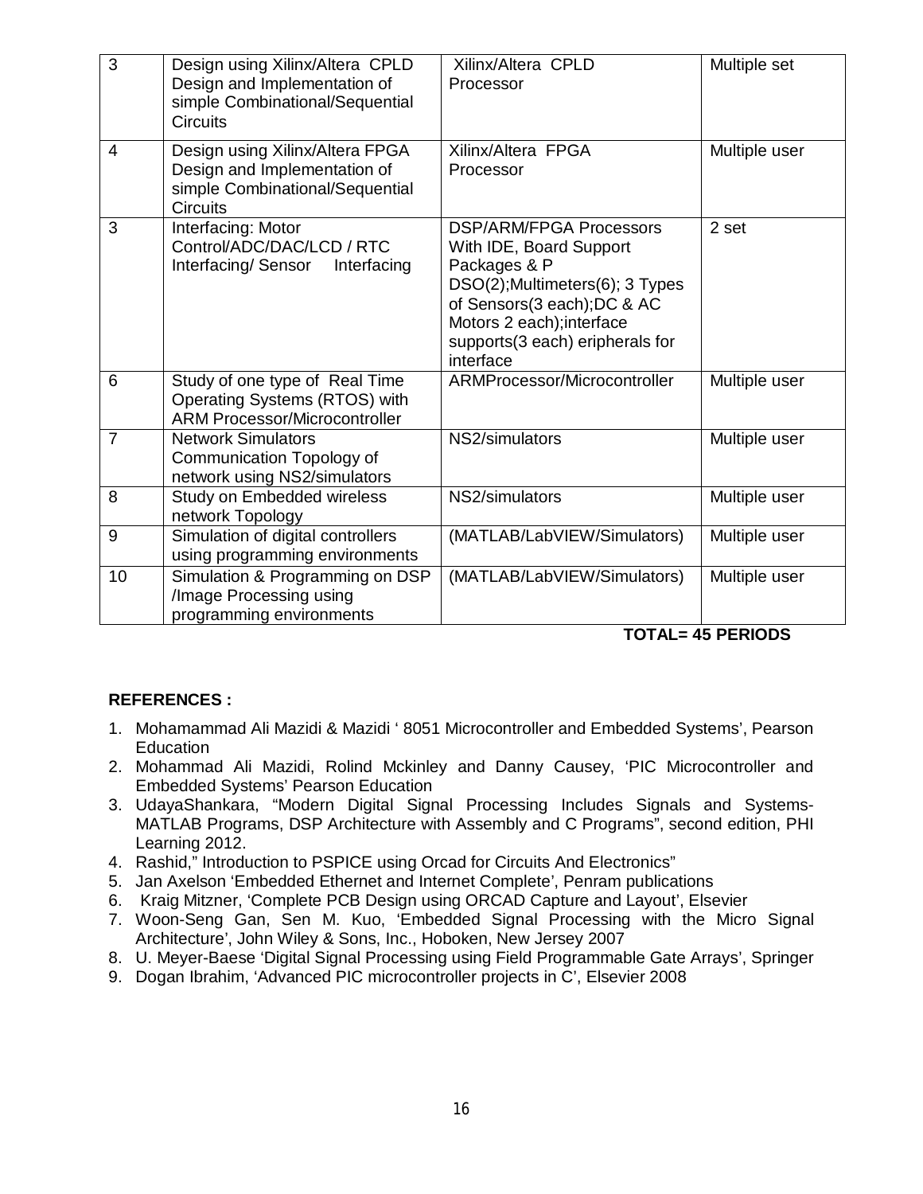| 3 | Design using Xilinx/Altera CPLD Design and Implementation of simple Combinational/Sequential Circuits | Xilinx/Altera CPLD Processor | Multiple set |
|---|---|---|---|
| 4 | Design using Xilinx/Altera FPGA Design and Implementation of simple Combinational/Sequential Circuits | Xilinx/Altera FPGA Processor | Multiple user |
| 3 | Interfacing: Motor Control/ADC/DAC/LCD / RTC Interfacing/ Sensor Interfacing | DSP/ARM/FPGA Processors With IDE, Board Support Packages & P DSO(2);Multimeters(6); 3 Types of Sensors(3 each);DC & AC Motors 2 each);interface supports(3 each) eripherals for interface | 2 set |
| 6 | Study of one type of Real Time Operating Systems (RTOS) with ARM Processor/Microcontroller | ARMProcessor/Microcontroller | Multiple user |
| 7 | Network Simulators Communication Topology of network using NS2/simulators | NS2/simulators | Multiple user |
| 8 | Study on Embedded wireless network Topology | NS2/simulators | Multiple user |
| 9 | Simulation of digital controllers using programming environments | (MATLAB/LabVIEW/Simulators) | Multiple user |
| 10 | Simulation & Programming on DSP /Image Processing using programming environments | (MATLAB/LabVIEW/Simulators) | Multiple user |

**TOTAL= 45 PERIODS**

**REFERENCES :**

1. Mohamammad Ali Mazidi & Mazidi ' 8051 Microcontroller and Embedded Systems', Pearson Education
2. Mohammad Ali Mazidi, Rolind Mckinley and Danny Causey, 'PIC Microcontroller and Embedded Systems' Pearson Education
3. UdayaShankara, "Modern Digital Signal Processing Includes Signals and Systems-MATLAB Programs, DSP Architecture with Assembly and C Programs", second edition, PHI Learning 2012.
4. Rashid," Introduction to PSPICE using Orcad for Circuits And Electronics"
5. Jan Axelson 'Embedded Ethernet and Internet Complete', Penram publications
6. Kraig Mitzner, 'Complete PCB Design using ORCAD Capture and Layout', Elsevier
7. Woon-Seng Gan, Sen M. Kuo, 'Embedded Signal Processing with the Micro Signal Architecture', John Wiley & Sons, Inc., Hoboken, New Jersey 2007
8. U. Meyer-Baese 'Digital Signal Processing using Field Programmable Gate Arrays', Springer
9. Dogan Ibrahim, 'Advanced PIC microcontroller projects in C', Elsevier 2008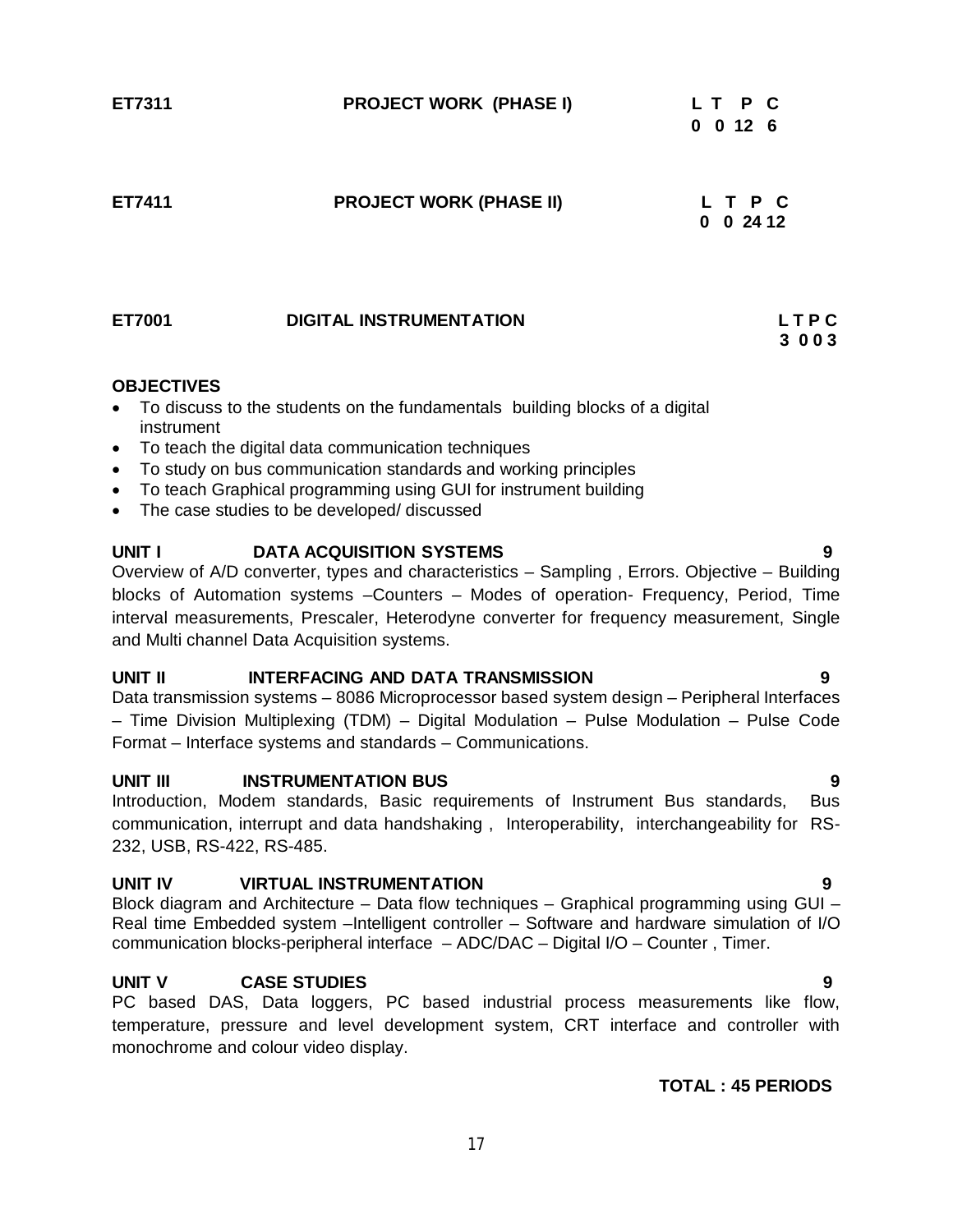**ET7311 PROJECT WORK (PHASE I)**

| L | T | P | C |
|---|---|---|---|
| 0 | 0 | 12 | 6 |

**ET7411 PROJECT WORK (PHASE II)**

| L | T | P | C |
|---|---|---|---|
| 0 | 0 | 24 | 12 |

**ET7001 DIGITAL INSTRUMENTATION**

| L | T | P | C |
|---|---|---|---|
| 3 | 0 | 0 | 3 |

**OBJECTIVES**

- To discuss to the students on the fundamentals building blocks of a digital instrument
- To teach the digital data communication techniques
- To study on bus communication standards and working principles
- To teach Graphical programming using GUI for instrument building
- The case studies to be developed/ discussed

**UNIT I DATA ACQUISITION SYSTEMS 9**

Overview of A/D converter, types and characteristics – Sampling , Errors. Objective – Building blocks of Automation systems –Counters – Modes of operation- Frequency, Period, Time interval measurements, Prescaler, Heterodyne converter for frequency measurement, Single and Multi channel Data Acquisition systems.

**UNIT II INTERFACING AND DATA TRANSMISSION 9**

Data transmission systems – 8086 Microprocessor based system design – Peripheral Interfaces – Time Division Multiplexing (TDM) – Digital Modulation – Pulse Modulation – Pulse Code Format – Interface systems and standards – Communications.

**UNIT III INSTRUMENTATION BUS 9**

Introduction, Modem standards, Basic requirements of Instrument Bus standards, Bus communication, interrupt and data handshaking , Interoperability, interchangeability for RS-232, USB, RS-422, RS-485.

**UNIT IV VIRTUAL INSTRUMENTATION 9**

Block diagram and Architecture – Data flow techniques – Graphical programming using GUI – Real time Embedded system –Intelligent controller – Software and hardware simulation of I/O communication blocks-peripheral interface – ADC/DAC – Digital I/O – Counter , Timer.

**UNIT V CASE STUDIES 9**

PC based DAS, Data loggers, PC based industrial process measurements like flow, temperature, pressure and level development system, CRT interface and controller with monochrome and colour video display.

**TOTAL : 45 PERIODS**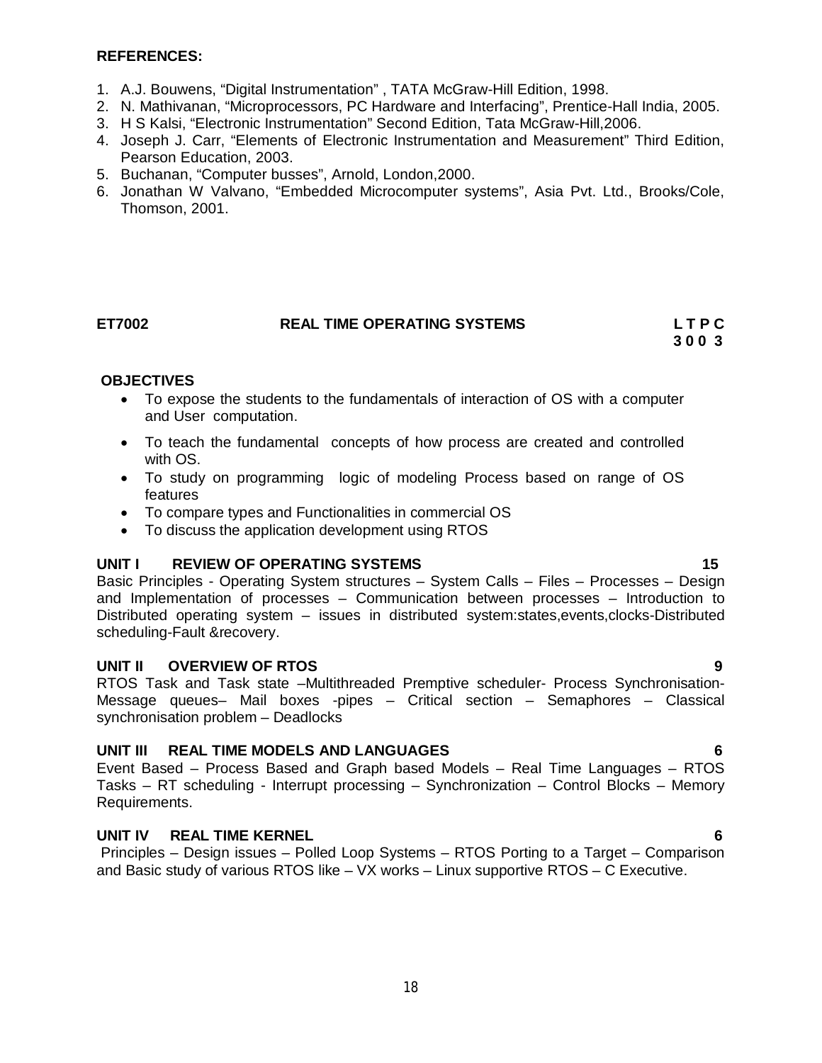**REFERENCES:**

1. A.J. Bouwens, “Digital Instrumentation” , TATA McGraw-Hill Edition, 1998.
2. N. Mathivanan, “Microprocessors, PC Hardware and Interfacing”, Prentice-Hall India, 2005.
3. H S Kalsi, “Electronic Instrumentation” Second Edition, Tata McGraw-Hill,2006.
4. Joseph J. Carr, “Elements of Electronic Instrumentation and Measurement” Third Edition, Pearson Education, 2003.
5. Buchanan, “Computer busses”, Arnold, London,2000.
6. Jonathan W Valvano, “Embedded Microcomputer systems”, Asia Pvt. Ltd., Brooks/Cole, Thomson, 2001.

## ET7002 REAL TIME OPERATING SYSTEMS

**L T P C**
**3 0 0 3**

**OBJECTIVES**

- To expose the students to the fundamentals of interaction of OS with a computer and User computation.
- To teach the fundamental concepts of how process are created and controlled with OS.
- To study on programming logic of modeling Process based on range of OS features
- To compare types and Functionalities in commercial OS
- To discuss the application development using RTOS

**UNIT I REVIEW OF OPERATING SYSTEMS 15**

Basic Principles - Operating System structures – System Calls – Files – Processes – Design and Implementation of processes – Communication between processes – Introduction to Distributed operating system – issues in distributed system:states,events,clocks-Distributed scheduling-Fault &recovery.

**UNIT II OVERVIEW OF RTOS 9**

RTOS Task and Task state –Multithreaded Premptive scheduler- Process Synchronisation- Message queues– Mail boxes -pipes – Critical section – Semaphores – Classical synchronisation problem – Deadlocks

**UNIT III REAL TIME MODELS AND LANGUAGES 6**

Event Based – Process Based and Graph based Models – Real Time Languages – RTOS Tasks – RT scheduling - Interrupt processing – Synchronization – Control Blocks – Memory Requirements.

**UNIT IV REAL TIME KERNEL 6**

Principles – Design issues – Polled Loop Systems – RTOS Porting to a Target – Comparison and Basic study of various RTOS like – VX works – Linux supportive RTOS – C Executive.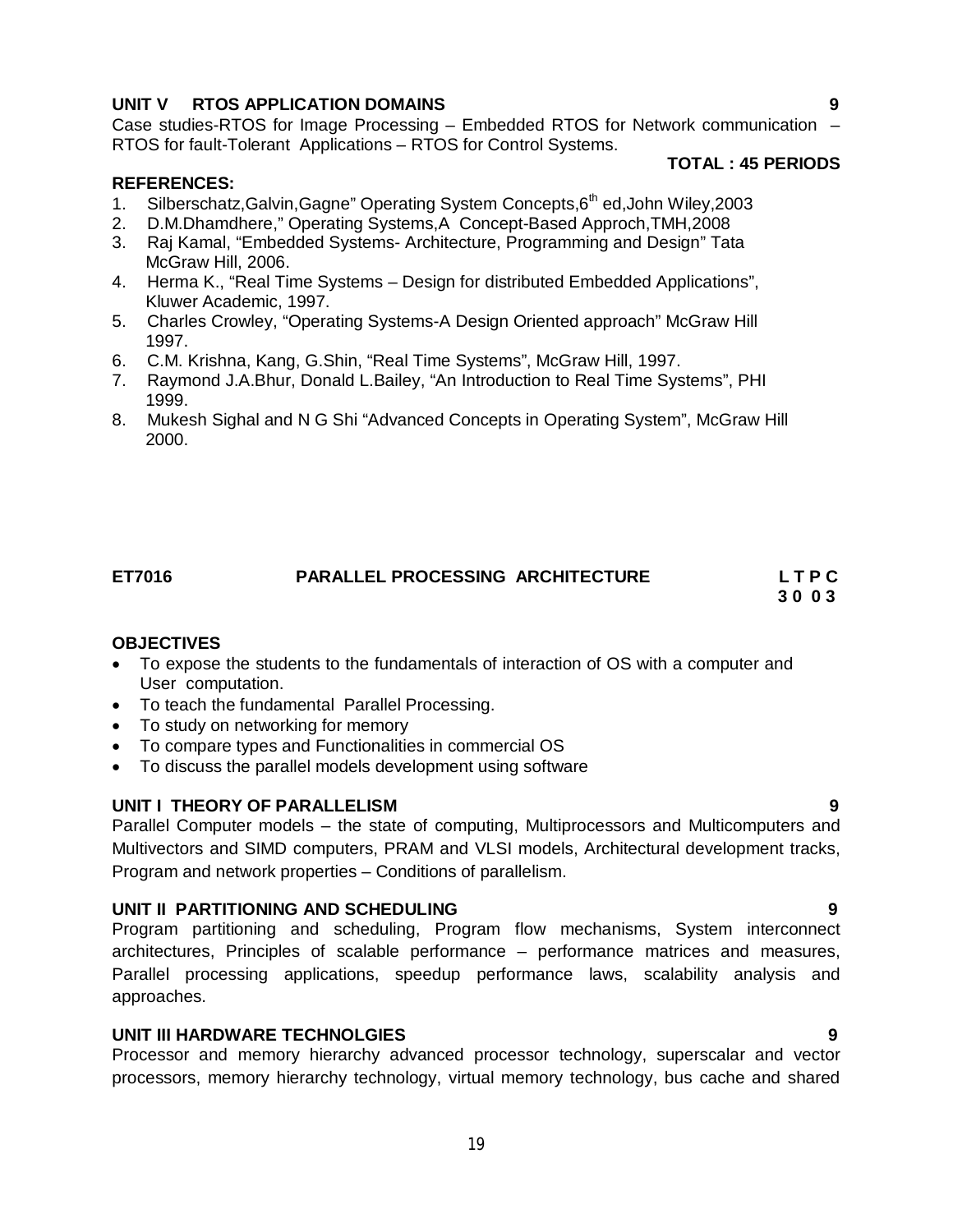**UNIT V RTOS APPLICATION DOMAINS 9**

Case studies-RTOS for Image Processing – Embedded RTOS for Network communication – RTOS for fault-Tolerant Applications – RTOS for Control Systems.

**TOTAL : 45 PERIODS**

**REFERENCES:**

1. Silberschatz,Galvin,Gagne" Operating System Concepts,6th ed,John Wiley,2003
2. D.M.Dhamdhere," Operating Systems,A Concept-Based Approch,TMH,2008
3. Raj Kamal, "Embedded Systems- Architecture, Programming and Design" Tata McGraw Hill, 2006.
4. Herma K., "Real Time Systems – Design for distributed Embedded Applications", Kluwer Academic, 1997.
5. Charles Crowley, "Operating Systems-A Design Oriented approach" McGraw Hill 1997.
6. C.M. Krishna, Kang, G.Shin, "Real Time Systems", McGraw Hill, 1997.
7. Raymond J.A.Bhur, Donald L.Bailey, "An Introduction to Real Time Systems", PHI 1999.
8. Mukesh Sighal and N G Shi "Advanced Concepts in Operating System", McGraw Hill 2000.

## ET7016 PARALLEL PROCESSING ARCHITECTURE

**L T P C**
**3 0 0 3**

**OBJECTIVES**

- To expose the students to the fundamentals of interaction of OS with a computer and User computation.
- To teach the fundamental Parallel Processing.
- To study on networking for memory
- To compare types and Functionalities in commercial OS
- To discuss the parallel models development using software

**UNIT I THEORY OF PARALLELISM 9**

Parallel Computer models – the state of computing, Multiprocessors and Multicomputers and Multivectors and SIMD computers, PRAM and VLSI models, Architectural development tracks, Program and network properties – Conditions of parallelism.

**UNIT II PARTITIONING AND SCHEDULING 9**

Program partitioning and scheduling, Program flow mechanisms, System interconnect architectures, Principles of scalable performance – performance matrices and measures, Parallel processing applications, speedup performance laws, scalability analysis and approaches.

**UNIT III HARDWARE TECHNOLGIES 9**

Processor and memory hierarchy advanced processor technology, superscalar and vector processors, memory hierarchy technology, virtual memory technology, bus cache and shared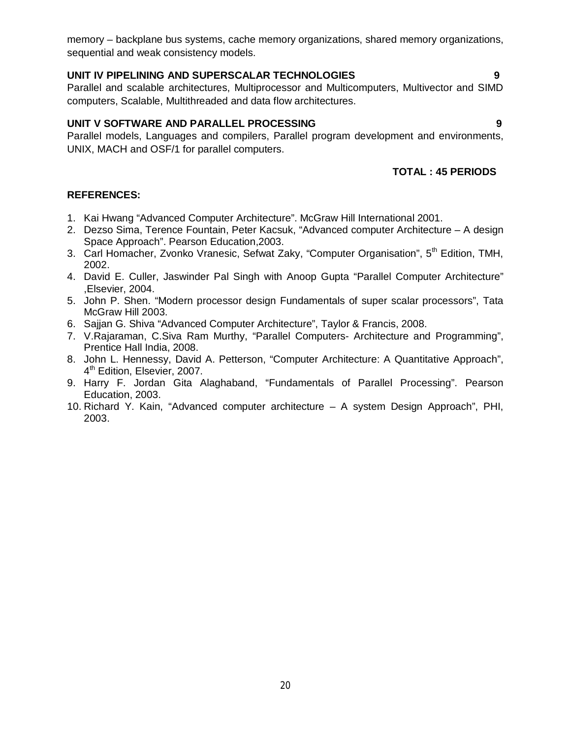memory – backplane bus systems, cache memory organizations, shared memory organizations, sequential and weak consistency models.

**UNIT IV PIPELINING AND SUPERSCALAR TECHNOLOGIES 9**

Parallel and scalable architectures, Multiprocessor and Multicomputers, Multivector and SIMD computers, Scalable, Multithreaded and data flow architectures.

**UNIT V SOFTWARE AND PARALLEL PROCESSING 9**

Parallel models, Languages and compilers, Parallel program development and environments, UNIX, MACH and OSF/1 for parallel computers.

**TOTAL : 45 PERIODS**

**REFERENCES:**

1. Kai Hwang “Advanced Computer Architecture”. McGraw Hill International 2001.
2. Dezso Sima, Terence Fountain, Peter Kacsuk, “Advanced computer Architecture – A design Space Approach”. Pearson Education,2003.
3. Carl Homacher, Zvonko Vranesic, Sefwat Zaky, “Computer Organisation”, 5th Edition, TMH, 2002.
4. David E. Culler, Jaswinder Pal Singh with Anoop Gupta “Parallel Computer Architecture” ,Elsevier, 2004.
5. John P. Shen. “Modern processor design Fundamentals of super scalar processors”, Tata McGraw Hill 2003.
6. Sajjan G. Shiva “Advanced Computer Architecture”, Taylor & Francis, 2008.
7. V.Rajaraman, C.Siva Ram Murthy, “Parallel Computers- Architecture and Programming”, Prentice Hall India, 2008.
8. John L. Hennessy, David A. Petterson, “Computer Architecture: A Quantitative Approach”, 4th Edition, Elsevier, 2007.
9. Harry F. Jordan Gita Alaghaband, “Fundamentals of Parallel Processing”. Pearson Education, 2003.
10. Richard Y. Kain, “Advanced computer architecture – A system Design Approach”, PHI, 2003.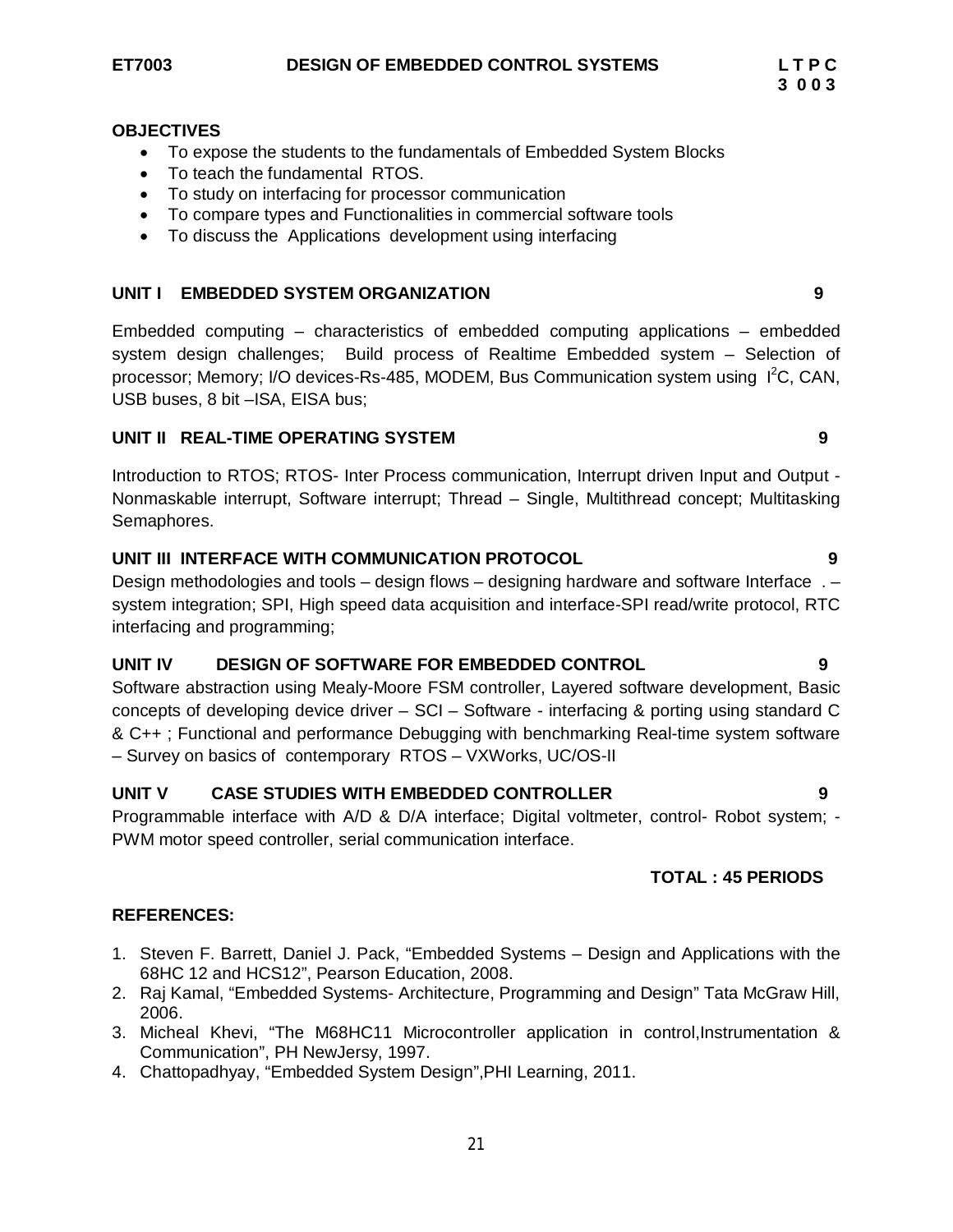**ET7003　　　　DESIGN OF EMBEDDED CONTROL SYSTEMS　　　　L T P C**
**3 0 0 3**

**OBJECTIVES**

- To expose the students to the fundamentals of Embedded System Blocks
- To teach the fundamental RTOS.
- To study on interfacing for processor communication
- To compare types and Functionalities in commercial software tools
- To discuss the Applications development using interfacing

**UNIT I　EMBEDDED SYSTEM ORGANIZATION　　9**

Embedded computing – characteristics of embedded computing applications – embedded system design challenges; Build process of Realtime Embedded system – Selection of processor; Memory; I/O devices-Rs-485, MODEM, Bus Communication system using $I^2C$, CAN, USB buses, 8 bit –ISA, EISA bus;

**UNIT II　REAL-TIME OPERATING SYSTEM　　9**

Introduction to RTOS; RTOS- Inter Process communication, Interrupt driven Input and Output - Nonmaskable interrupt, Software interrupt; Thread – Single, Multithread concept; Multitasking Semaphores.

**UNIT III　INTERFACE WITH COMMUNICATION PROTOCOL　　9**

Design methodologies and tools – design flows – designing hardware and software Interface . – system integration; SPI, High speed data acquisition and interface-SPI read/write protocol, RTC interfacing and programming;

**UNIT IV　DESIGN OF SOFTWARE FOR EMBEDDED CONTROL　　9**

Software abstraction using Mealy-Moore FSM controller, Layered software development, Basic concepts of developing device driver – SCI – Software - interfacing & porting using standard C & C++ ; Functional and performance Debugging with benchmarking Real-time system software – Survey on basics of contemporary RTOS – VXWorks, UC/OS-II

**UNIT V　CASE STUDIES WITH EMBEDDED CONTROLLER　　9**

Programmable interface with A/D & D/A interface; Digital voltmeter, control- Robot system; - PWM motor speed controller, serial communication interface.

**TOTAL : 45 PERIODS**

**REFERENCES:**

1. Steven F. Barrett, Daniel J. Pack, "Embedded Systems – Design and Applications with the 68HC 12 and HCS12", Pearson Education, 2008.
2. Raj Kamal, "Embedded Systems- Architecture, Programming and Design" Tata McGraw Hill, 2006.
3. Micheal Khevi, "The M68HC11 Microcontroller application in control,Instrumentation & Communication", PH NewJersy, 1997.
4. Chattopadhyay, "Embedded System Design",PHI Learning, 2011.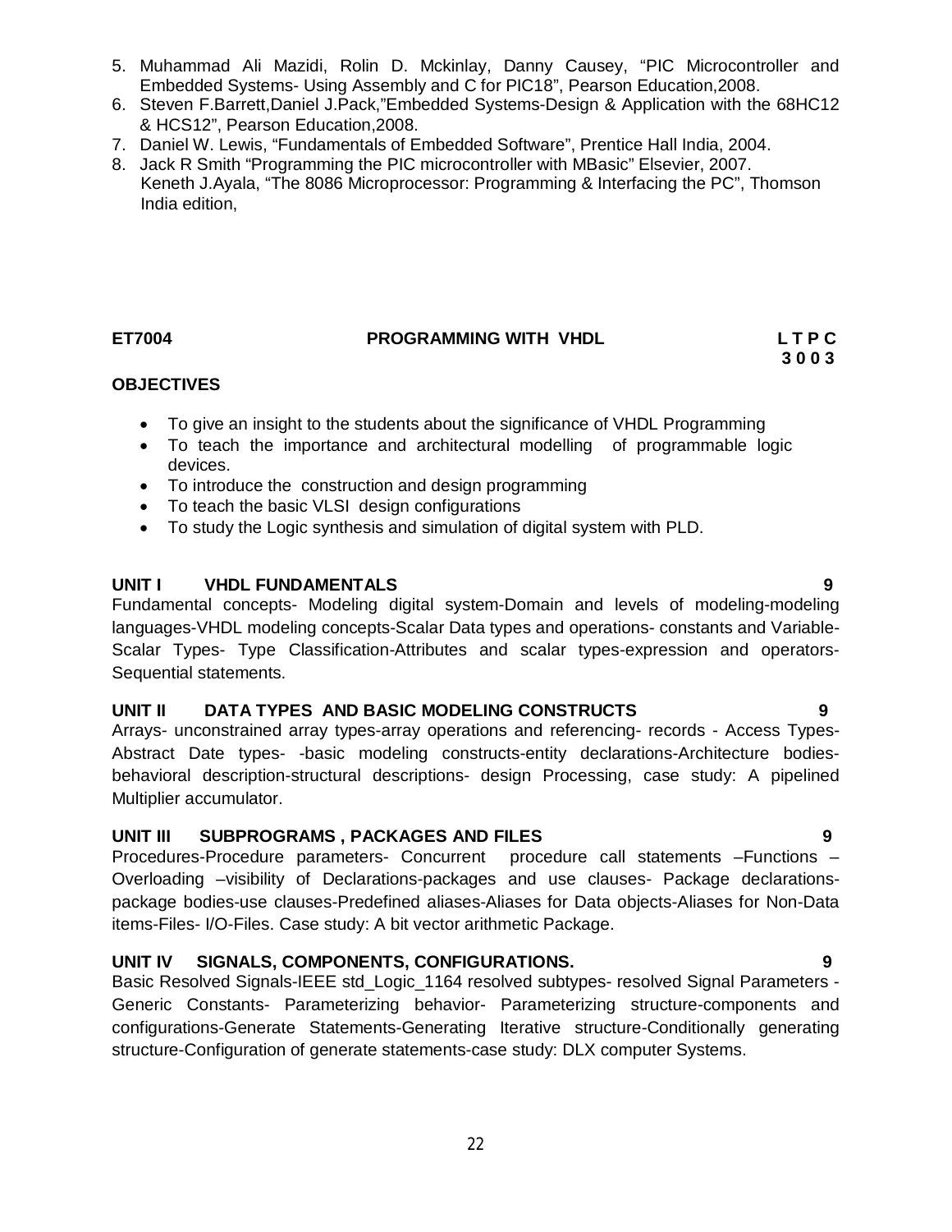5. Muhammad Ali Mazidi, Rolin D. Mckinlay, Danny Causey, "PIC Microcontroller and Embedded Systems- Using Assembly and C for PIC18", Pearson Education,2008.
6. Steven F.Barrett,Daniel J.Pack,"Embedded Systems-Design & Application with the 68HC12 & HCS12", Pearson Education,2008.
7. Daniel W. Lewis, "Fundamentals of Embedded Software", Prentice Hall India, 2004.
8. Jack R Smith "Programming the PIC microcontroller with MBasic" Elsevier, 2007. Keneth J.Ayala, "The 8086 Microprocessor: Programming & Interfacing the PC", Thomson India edition,

**ET7004 PROGRAMMING WITH VHDL L T P C**
**3 0 0 3**

**OBJECTIVES**

- To give an insight to the students about the significance of VHDL Programming
- To teach the importance and architectural modelling of programmable logic devices.
- To introduce the construction and design programming
- To teach the basic VLSI design configurations
- To study the Logic synthesis and simulation of digital system with PLD.

**UNIT I VHDL FUNDAMENTALS 9**

Fundamental concepts- Modeling digital system-Domain and levels of modeling-modeling languages-VHDL modeling concepts-Scalar Data types and operations- constants and Variable-Scalar Types- Type Classification-Attributes and scalar types-expression and operators-Sequential statements.

**UNIT II DATA TYPES AND BASIC MODELING CONSTRUCTS 9**

Arrays- unconstrained array types-array operations and referencing- records - Access Types-Abstract Date types- -basic modeling constructs-entity declarations-Architecture bodies-behavioral description-structural descriptions- design Processing, case study: A pipelined Multiplier accumulator.

**UNIT III SUBPROGRAMS , PACKAGES AND FILES 9**

Procedures-Procedure parameters- Concurrent procedure call statements –Functions –Overloading –visibility of Declarations-packages and use clauses- Package declarations-package bodies-use clauses-Predefined aliases-Aliases for Data objects-Aliases for Non-Data items-Files- I/O-Files. Case study: A bit vector arithmetic Package.

**UNIT IV SIGNALS, COMPONENTS, CONFIGURATIONS. 9**

Basic Resolved Signals-IEEE std_Logic_1164 resolved subtypes- resolved Signal Parameters - Generic Constants- Parameterizing behavior- Parameterizing structure-components and configurations-Generate Statements-Generating Iterative structure-Conditionally generating structure-Configuration of generate statements-case study: DLX computer Systems.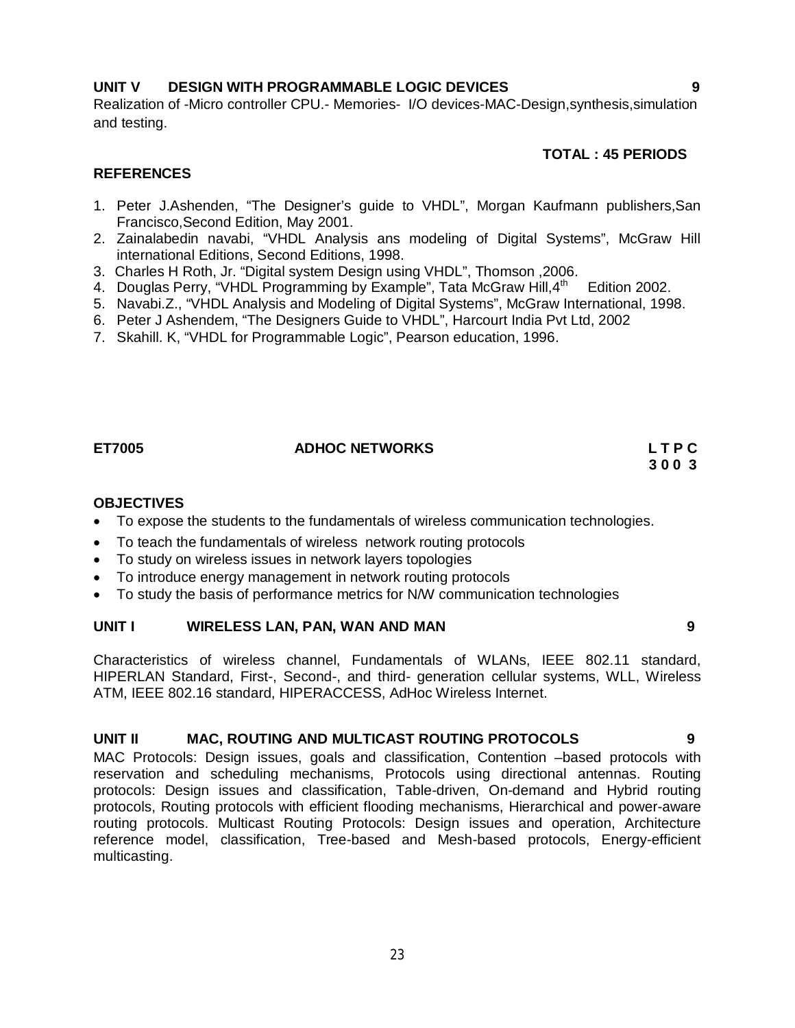**UNIT V DESIGN WITH PROGRAMMABLE LOGIC DEVICES 9**

Realization of -Micro controller CPU.- Memories- I/O devices-MAC-Design,synthesis,simulation and testing.

**TOTAL : 45 PERIODS**

**REFERENCES**

1. Peter J.Ashenden, "The Designer's guide to VHDL", Morgan Kaufmann publishers,San Francisco,Second Edition, May 2001.
2. Zainalabedin navabi, "VHDL Analysis ans modeling of Digital Systems", McGraw Hill international Editions, Second Editions, 1998.
3. Charles H Roth, Jr. "Digital system Design using VHDL", Thomson ,2006.
4. Douglas Perry, "VHDL Programming by Example", Tata McGraw Hill,4th Edition 2002.
5. Navabi.Z., "VHDL Analysis and Modeling of Digital Systems", McGraw International, 1998.
6. Peter J Ashendem, "The Designers Guide to VHDL", Harcourt India Pvt Ltd, 2002
7. Skahill. K, "VHDL for Programmable Logic", Pearson education, 1996.

**ET7005 ADHOC NETWORKS L T P C**
**3 0 0 3**

**OBJECTIVES**

- To expose the students to the fundamentals of wireless communication technologies.
- To teach the fundamentals of wireless network routing protocols
- To study on wireless issues in network layers topologies
- To introduce energy management in network routing protocols
- To study the basis of performance metrics for N/W communication technologies

**UNIT I WIRELESS LAN, PAN, WAN AND MAN 9**

Characteristics of wireless channel, Fundamentals of WLANs, IEEE 802.11 standard, HIPERLAN Standard, First-, Second-, and third- generation cellular systems, WLL, Wireless ATM, IEEE 802.16 standard, HIPERACCESS, AdHoc Wireless Internet.

**UNIT II MAC, ROUTING AND MULTICAST ROUTING PROTOCOLS 9**

MAC Protocols: Design issues, goals and classification, Contention –based protocols with reservation and scheduling mechanisms, Protocols using directional antennas. Routing protocols: Design issues and classification, Table-driven, On-demand and Hybrid routing protocols, Routing protocols with efficient flooding mechanisms, Hierarchical and power-aware routing protocols. Multicast Routing Protocols: Design issues and operation, Architecture reference model, classification, Tree-based and Mesh-based protocols, Energy-efficient multicasting.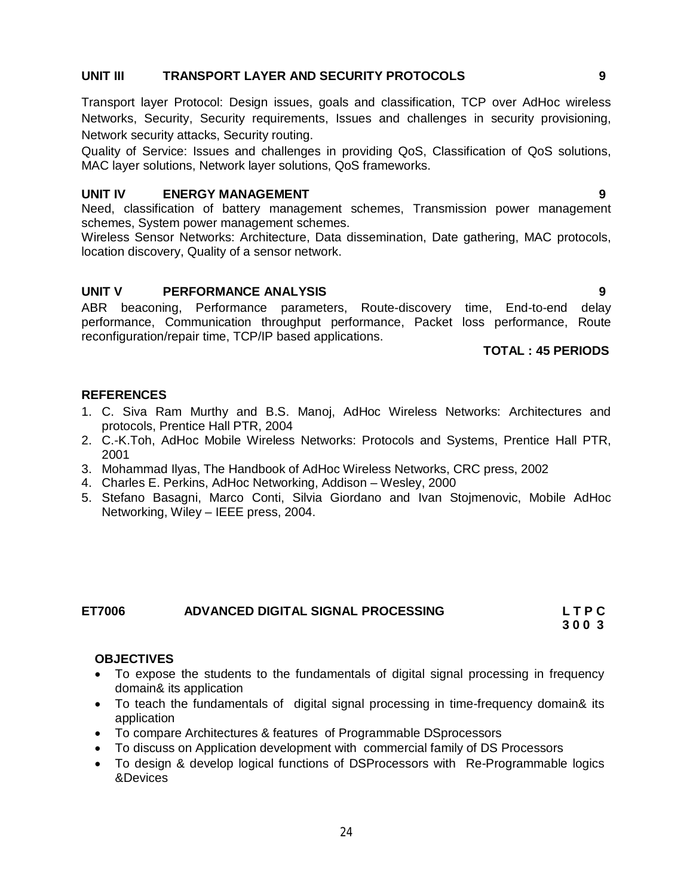### UNIT III TRANSPORT LAYER AND SECURITY PROTOCOLS 9

Transport layer Protocol: Design issues, goals and classification, TCP over AdHoc wireless Networks, Security, Security requirements, Issues and challenges in security provisioning, Network security attacks, Security routing.

Quality of Service: Issues and challenges in providing QoS, Classification of QoS solutions, MAC layer solutions, Network layer solutions, QoS frameworks.

### UNIT IV ENERGY MANAGEMENT 9

Need, classification of battery management schemes, Transmission power management schemes, System power management schemes.

Wireless Sensor Networks: Architecture, Data dissemination, Date gathering, MAC protocols, location discovery, Quality of a sensor network.

### UNIT V PERFORMANCE ANALYSIS 9

ABR beaconing, Performance parameters, Route-discovery time, End-to-end delay performance, Communication throughput performance, Packet loss performance, Route reconfiguration/repair time, TCP/IP based applications.

**TOTAL : 45 PERIODS**

### REFERENCES

1. C. Siva Ram Murthy and B.S. Manoj, AdHoc Wireless Networks: Architectures and protocols, Prentice Hall PTR, 2004
2. C.-K.Toh, AdHoc Mobile Wireless Networks: Protocols and Systems, Prentice Hall PTR, 2001
3. Mohammad Ilyas, The Handbook of AdHoc Wireless Networks, CRC press, 2002
4. Charles E. Perkins, AdHoc Networking, Addison – Wesley, 2000
5. Stefano Basagni, Marco Conti, Silvia Giordano and Ivan Stojmenovic, Mobile AdHoc Networking, Wiley – IEEE press, 2004.

## ET7006 ADVANCED DIGITAL SIGNAL PROCESSING

**L T P C**
**3 0 0 3**

### OBJECTIVES

- To expose the students to the fundamentals of digital signal processing in frequency domain& its application
- To teach the fundamentals of digital signal processing in time-frequency domain& its application
- To compare Architectures & features of Programmable DSprocessors
- To discuss on Application development with commercial family of DS Processors
- To design & develop logical functions of DSProcessors with Re-Programmable logics &Devices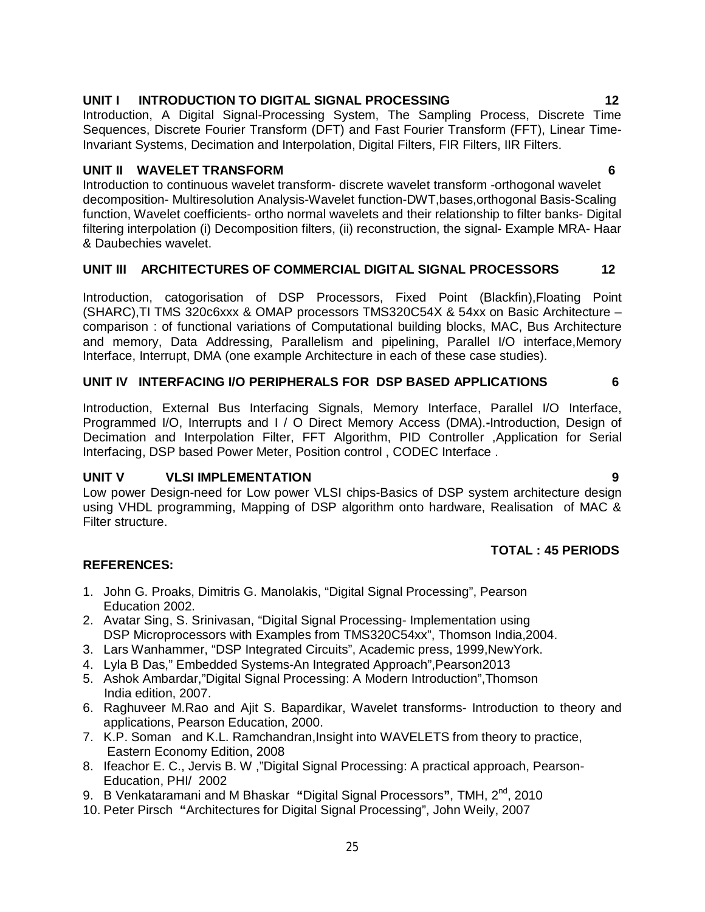### UNIT I INTRODUCTION TO DIGITAL SIGNAL PROCESSING 12

Introduction, A Digital Signal-Processing System, The Sampling Process, Discrete Time Sequences, Discrete Fourier Transform (DFT) and Fast Fourier Transform (FFT), Linear Time-Invariant Systems, Decimation and Interpolation, Digital Filters, FIR Filters, IIR Filters.

### UNIT II WAVELET TRANSFORM 6

Introduction to continuous wavelet transform- discrete wavelet transform -orthogonal wavelet decomposition- Multiresolution Analysis-Wavelet function-DWT,bases,orthogonal Basis-Scaling function, Wavelet coefficients- ortho normal wavelets and their relationship to filter banks- Digital filtering interpolation (i) Decomposition filters, (ii) reconstruction, the signal- Example MRA- Haar & Daubechies wavelet.

### UNIT III ARCHITECTURES OF COMMERCIAL DIGITAL SIGNAL PROCESSORS 12

Introduction, catogorisation of DSP Processors, Fixed Point (Blackfin),Floating Point (SHARC),TI TMS 320c6xxx & OMAP processors TMS320C54X & 54xx on Basic Architecture – comparison : of functional variations of Computational building blocks, MAC, Bus Architecture and memory, Data Addressing, Parallelism and pipelining, Parallel I/O interface,Memory Interface, Interrupt, DMA (one example Architecture in each of these case studies).

### UNIT IV INTERFACING I/O PERIPHERALS FOR DSP BASED APPLICATIONS 6

Introduction, External Bus Interfacing Signals, Memory Interface, Parallel I/O Interface, Programmed I/O, Interrupts and I / O Direct Memory Access (DMA).**-**Introduction, Design of Decimation and Interpolation Filter, FFT Algorithm, PID Controller ,Application for Serial Interfacing, DSP based Power Meter, Position control , CODEC Interface .

### UNIT V VLSI IMPLEMENTATION 9

Low power Design-need for Low power VLSI chips-Basics of DSP system architecture design using VHDL programming, Mapping of DSP algorithm onto hardware, Realisation of MAC & Filter structure.

**TOTAL : 45 PERIODS**

### REFERENCES:

1. John G. Proaks, Dimitris G. Manolakis, “Digital Signal Processing”, Pearson Education 2002.
2. Avatar Sing, S. Srinivasan, “Digital Signal Processing- Implementation using DSP Microprocessors with Examples from TMS320C54xx”, Thomson India,2004.
3. Lars Wanhammer, “DSP Integrated Circuits”, Academic press, 1999,NewYork.
4. Lyla B Das,” Embedded Systems-An Integrated Approach”,Pearson2013
5. Ashok Ambardar,”Digital Signal Processing: A Modern Introduction”,Thomson India edition, 2007.
6. Raghuveer M.Rao and Ajit S. Bapardikar, Wavelet transforms- Introduction to theory and applications, Pearson Education, 2000.
7. K.P. Soman and K.L. Ramchandran,Insight into WAVELETS from theory to practice, Eastern Economy Edition, 2008
8. Ifeachor E. C., Jervis B. W ,”Digital Signal Processing: A practical approach, Pearson-Education, PHI/ 2002
9. B Venkataramani and M Bhaskar **“**Digital Signal Processors**”**, TMH, 2nd, 2010
10. Peter Pirsch **“**Architectures for Digital Signal Processing”, John Weily, 2007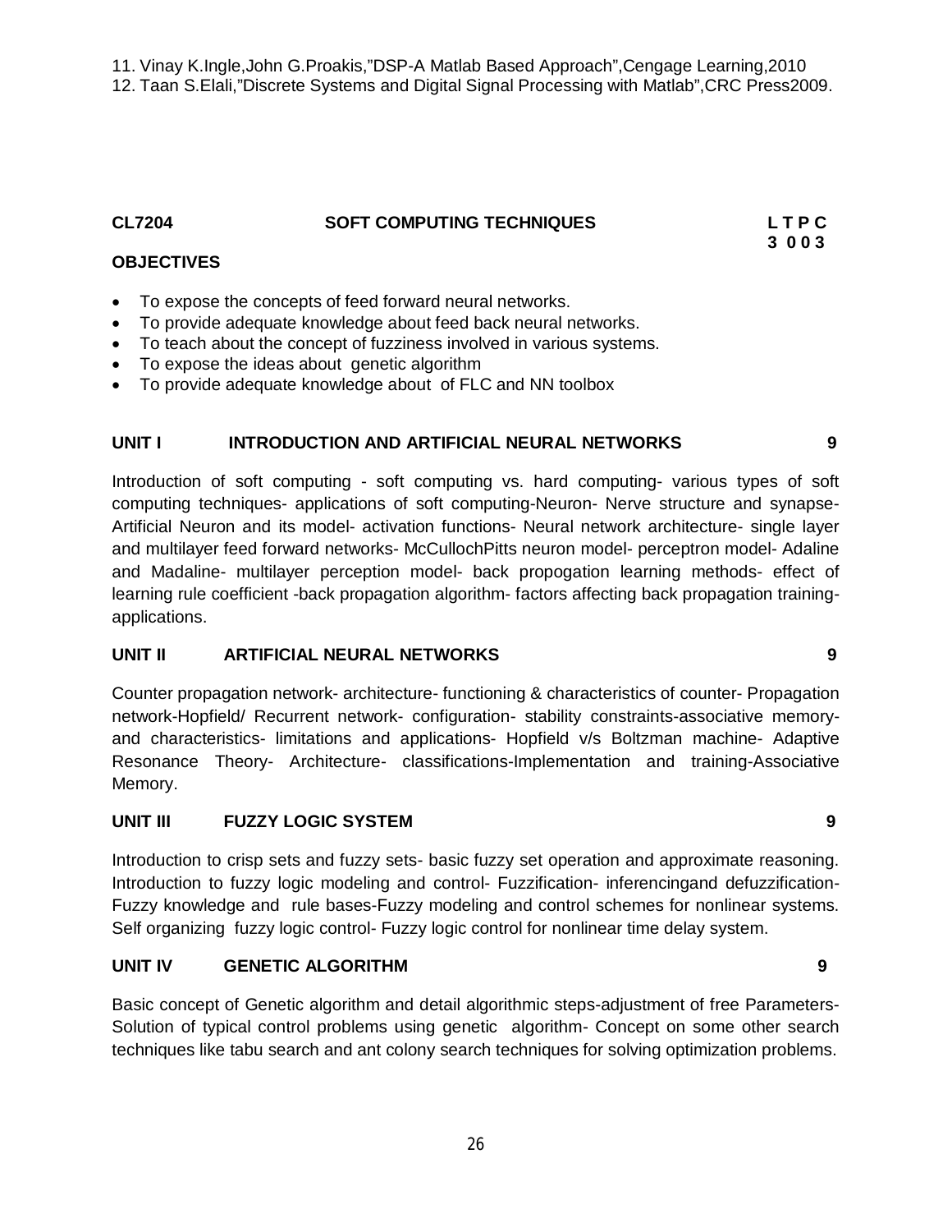11. Vinay K.Ingle,John G.Proakis,"DSP-A Matlab Based Approach",Cengage Learning,2010
12. Taan S.Elali,"Discrete Systems and Digital Signal Processing with Matlab",CRC Press2009.

**CL7204 SOFT COMPUTING TECHNIQUES L T P C**
**3 0 0 3**

**OBJECTIVES**

- To expose the concepts of feed forward neural networks.
- To provide adequate knowledge about feed back neural networks.
- To teach about the concept of fuzziness involved in various systems.
- To expose the ideas about genetic algorithm
- To provide adequate knowledge about of FLC and NN toolbox

**UNIT I INTRODUCTION AND ARTIFICIAL NEURAL NETWORKS 9**

Introduction of soft computing - soft computing vs. hard computing- various types of soft computing techniques- applications of soft computing-Neuron- Nerve structure and synapse- Artificial Neuron and its model- activation functions- Neural network architecture- single layer and multilayer feed forward networks- McCullochPitts neuron model- perceptron model- Adaline and Madaline- multilayer perception model- back propogation learning methods- effect of learning rule coefficient -back propagation algorithm- factors affecting back propagation training- applications.

**UNIT II ARTIFICIAL NEURAL NETWORKS 9**

Counter propagation network- architecture- functioning & characteristics of counter- Propagation network-Hopfield/ Recurrent network- configuration- stability constraints-associative memory- and characteristics- limitations and applications- Hopfield v/s Boltzman machine- Adaptive Resonance Theory- Architecture- classifications-Implementation and training-Associative Memory.

**UNIT III FUZZY LOGIC SYSTEM 9**

Introduction to crisp sets and fuzzy sets- basic fuzzy set operation and approximate reasoning. Introduction to fuzzy logic modeling and control- Fuzzification- inferencingand defuzzification- Fuzzy knowledge and rule bases-Fuzzy modeling and control schemes for nonlinear systems. Self organizing fuzzy logic control- Fuzzy logic control for nonlinear time delay system.

**UNIT IV GENETIC ALGORITHM 9**

Basic concept of Genetic algorithm and detail algorithmic steps-adjustment of free Parameters- Solution of typical control problems using genetic algorithm- Concept on some other search techniques like tabu search and ant colony search techniques for solving optimization problems.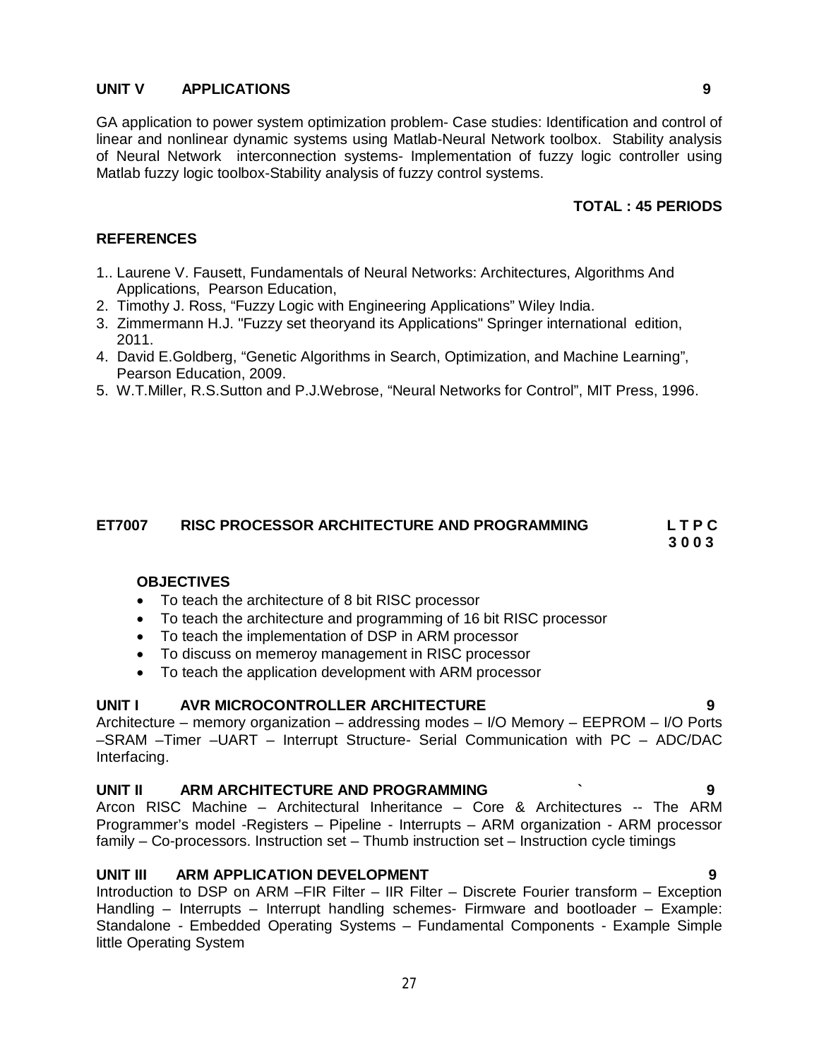**UNIT V APPLICATIONS 9**

GA application to power system optimization problem- Case studies: Identification and control of linear and nonlinear dynamic systems using Matlab-Neural Network toolbox. Stability analysis of Neural Network interconnection systems- Implementation of fuzzy logic controller using Matlab fuzzy logic toolbox-Stability analysis of fuzzy control systems.

**TOTAL : 45 PERIODS**

**REFERENCES**

1.. Laurene V. Fausett, Fundamentals of Neural Networks: Architectures, Algorithms And Applications, Pearson Education,
2. Timothy J. Ross, “Fuzzy Logic with Engineering Applications” Wiley India.
3. Zimmermann H.J. "Fuzzy set theoryand its Applications" Springer international edition, 2011.
4. David E.Goldberg, “Genetic Algorithms in Search, Optimization, and Machine Learning”, Pearson Education, 2009.
5. W.T.Miller, R.S.Sutton and P.J.Webrose, “Neural Networks for Control”, MIT Press, 1996.

## ET7007 RISC PROCESSOR ARCHITECTURE AND PROGRAMMING

**L T P C**
**3 0 0 3**

**OBJECTIVES**

- To teach the architecture of 8 bit RISC processor
- To teach the architecture and programming of 16 bit RISC processor
- To teach the implementation of DSP in ARM processor
- To discuss on memeroy management in RISC processor
- To teach the application development with ARM processor

**UNIT I AVR MICROCONTROLLER ARCHITECTURE 9**

Architecture – memory organization – addressing modes – I/O Memory – EEPROM – I/O Ports –SRAM –Timer –UART – Interrupt Structure- Serial Communication with PC – ADC/DAC Interfacing.

**UNIT II ARM ARCHITECTURE AND PROGRAMMING ` 9**

Arcon RISC Machine – Architectural Inheritance – Core & Architectures -- The ARM Programmer's model -Registers – Pipeline - Interrupts – ARM organization - ARM processor family – Co-processors. Instruction set – Thumb instruction set – Instruction cycle timings

**UNIT III ARM APPLICATION DEVELOPMENT 9**

Introduction to DSP on ARM –FIR Filter – IIR Filter – Discrete Fourier transform – Exception Handling – Interrupts – Interrupt handling schemes- Firmware and bootloader – Example: Standalone - Embedded Operating Systems – Fundamental Components - Example Simple little Operating System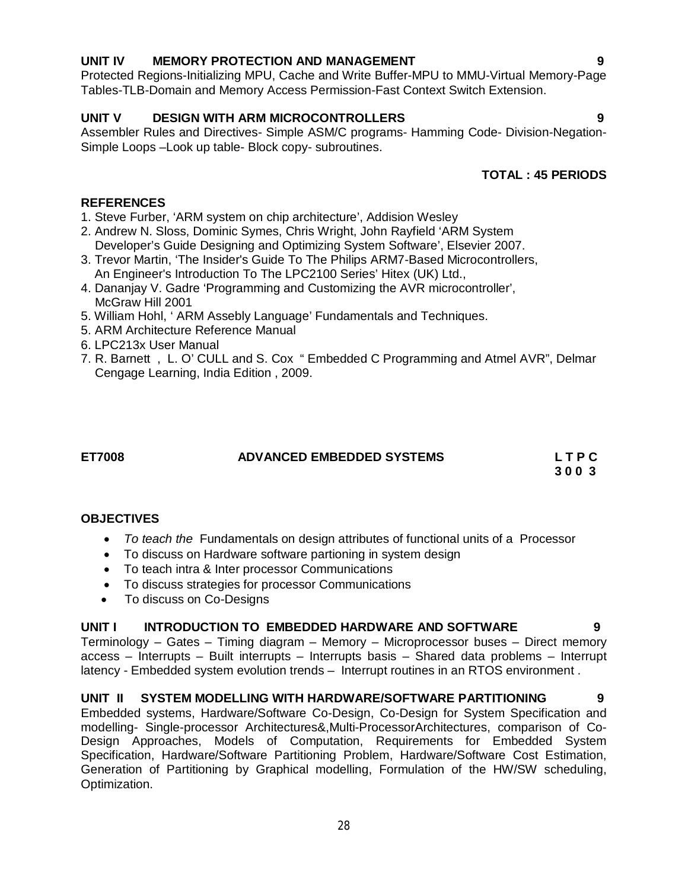**UNIT IV MEMORY PROTECTION AND MANAGEMENT 9**

Protected Regions-Initializing MPU, Cache and Write Buffer-MPU to MMU-Virtual Memory-Page Tables-TLB-Domain and Memory Access Permission-Fast Context Switch Extension.

**UNIT V DESIGN WITH ARM MICROCONTROLLERS 9**

Assembler Rules and Directives- Simple ASM/C programs- Hamming Code- Division-Negation-Simple Loops –Look up table- Block copy- subroutines.

**TOTAL : 45 PERIODS**

**REFERENCES**

1. Steve Furber, 'ARM system on chip architecture', Addision Wesley
2. Andrew N. Sloss, Dominic Symes, Chris Wright, John Rayfield 'ARM System Developer's Guide Designing and Optimizing System Software', Elsevier 2007.
3. Trevor Martin, 'The Insider's Guide To The Philips ARM7-Based Microcontrollers, An Engineer's Introduction To The LPC2100 Series' Hitex (UK) Ltd.,
4. Dananjay V. Gadre 'Programming and Customizing the AVR microcontroller', McGraw Hill 2001
5. William Hohl, ' ARM Assebly Language' Fundamentals and Techniques.
5. ARM Architecture Reference Manual
6. LPC213x User Manual
7. R. Barnett , L. O' CULL and S. Cox " Embedded C Programming and Atmel AVR", Delmar Cengage Learning, India Edition , 2009.

**ET7008 ADVANCED EMBEDDED SYSTEMS L T P C**
**3 0 0 3**

**OBJECTIVES**

- *To teach the* Fundamentals on design attributes of functional units of a Processor
- To discuss on Hardware software partioning in system design
- To teach intra & Inter processor Communications
- To discuss strategies for processor Communications
- To discuss on Co-Designs

**UNIT I INTRODUCTION TO EMBEDDED HARDWARE AND SOFTWARE 9**

Terminology – Gates – Timing diagram – Memory – Microprocessor buses – Direct memory access – Interrupts – Built interrupts – Interrupts basis – Shared data problems – Interrupt latency - Embedded system evolution trends – Interrupt routines in an RTOS environment .

**UNIT II SYSTEM MODELLING WITH HARDWARE/SOFTWARE PARTITIONING 9**

Embedded systems, Hardware/Software Co-Design, Co-Design for System Specification and modelling- Single-processor Architectures&,Multi-ProcessorArchitectures, comparison of Co-Design Approaches, Models of Computation, Requirements for Embedded System Specification, Hardware/Software Partitioning Problem, Hardware/Software Cost Estimation, Generation of Partitioning by Graphical modelling, Formulation of the HW/SW scheduling, Optimization.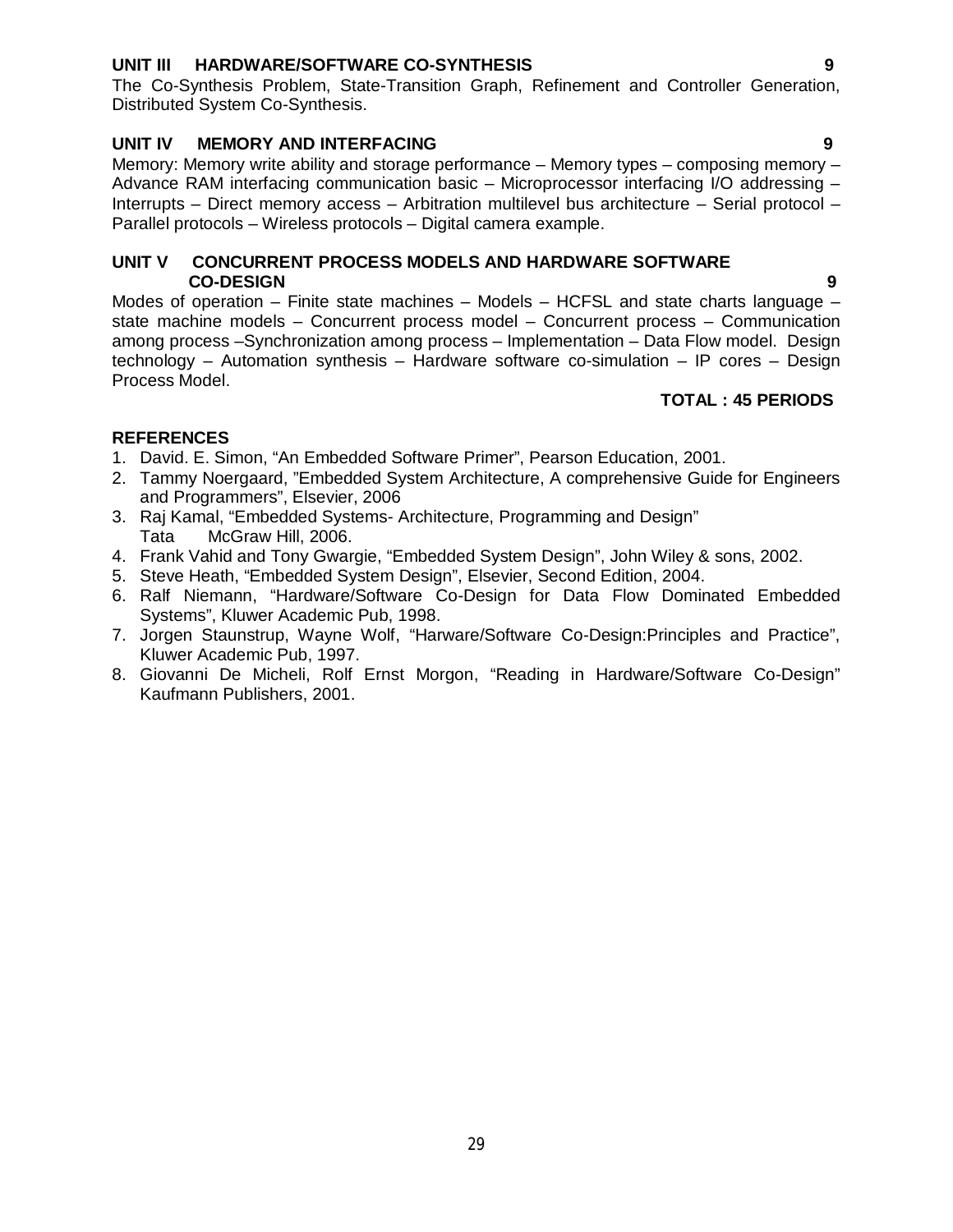**UNIT III HARDWARE/SOFTWARE CO-SYNTHESIS 9**

The Co-Synthesis Problem, State-Transition Graph, Refinement and Controller Generation, Distributed System Co-Synthesis.

**UNIT IV MEMORY AND INTERFACING 9**

Memory: Memory write ability and storage performance – Memory types – composing memory – Advance RAM interfacing communication basic – Microprocessor interfacing I/O addressing – Interrupts – Direct memory access – Arbitration multilevel bus architecture – Serial protocol – Parallel protocols – Wireless protocols – Digital camera example.

**UNIT V CONCURRENT PROCESS MODELS AND HARDWARE SOFTWARE CO-DESIGN 9**

Modes of operation – Finite state machines – Models – HCFSL and state charts language – state machine models – Concurrent process model – Concurrent process – Communication among process –Synchronization among process – Implementation – Data Flow model. Design technology – Automation synthesis – Hardware software co-simulation – IP cores – Design Process Model.

**TOTAL : 45 PERIODS**

**REFERENCES**

1. David. E. Simon, “An Embedded Software Primer”, Pearson Education, 2001.
2. Tammy Noergaard, ”Embedded System Architecture, A comprehensive Guide for Engineers and Programmers”, Elsevier, 2006
3. Raj Kamal, “Embedded Systems- Architecture, Programming and Design” Tata McGraw Hill, 2006.
4. Frank Vahid and Tony Gwargie, “Embedded System Design”, John Wiley & sons, 2002.
5. Steve Heath, “Embedded System Design”, Elsevier, Second Edition, 2004.
6. Ralf Niemann, “Hardware/Software Co-Design for Data Flow Dominated Embedded Systems”, Kluwer Academic Pub, 1998.
7. Jorgen Staunstrup, Wayne Wolf, “Harware/Software Co-Design:Principles and Practice”, Kluwer Academic Pub, 1997.
8. Giovanni De Micheli, Rolf Ernst Morgon, “Reading in Hardware/Software Co-Design” Kaufmann Publishers, 2001.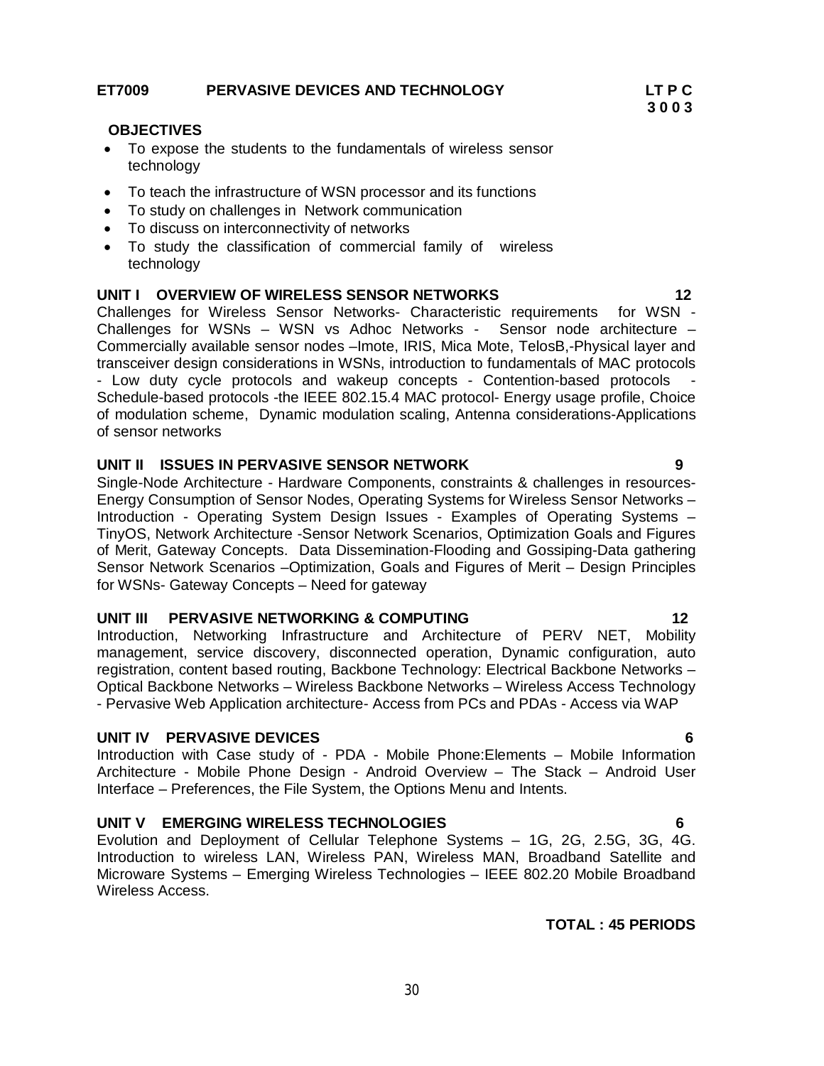**ET7009 PERVASIVE DEVICES AND TECHNOLOGY** **LT P C**
**3 0 0 3**

**OBJECTIVES**

- To expose the students to the fundamentals of wireless sensor technology
- To teach the infrastructure of WSN processor and its functions
- To study on challenges in Network communication
- To discuss on interconnectivity of networks
- To study the classification of commercial family of wireless technology

**UNIT I OVERVIEW OF WIRELESS SENSOR NETWORKS** **12**

Challenges for Wireless Sensor Networks- Characteristic requirements for WSN - Challenges for WSNs – WSN vs Adhoc Networks - Sensor node architecture – Commercially available sensor nodes –Imote, IRIS, Mica Mote, TelosB,-Physical layer and transceiver design considerations in WSNs, introduction to fundamentals of MAC protocols - Low duty cycle protocols and wakeup concepts - Contention-based protocols - Schedule-based protocols -the IEEE 802.15.4 MAC protocol- Energy usage profile, Choice of modulation scheme, Dynamic modulation scaling, Antenna considerations-Applications of sensor networks

**UNIT II ISSUES IN PERVASIVE SENSOR NETWORK** **9**

Single-Node Architecture - Hardware Components, constraints & challenges in resources- Energy Consumption of Sensor Nodes, Operating Systems for Wireless Sensor Networks – Introduction - Operating System Design Issues - Examples of Operating Systems – TinyOS, Network Architecture -Sensor Network Scenarios, Optimization Goals and Figures of Merit, Gateway Concepts. Data Dissemination-Flooding and Gossiping-Data gathering Sensor Network Scenarios –Optimization, Goals and Figures of Merit – Design Principles for WSNs- Gateway Concepts – Need for gateway

**UNIT III PERVASIVE NETWORKING & COMPUTING** **12**

Introduction, Networking Infrastructure and Architecture of PERV NET, Mobility management, service discovery, disconnected operation, Dynamic configuration, auto registration, content based routing, Backbone Technology: Electrical Backbone Networks – Optical Backbone Networks – Wireless Backbone Networks – Wireless Access Technology - Pervasive Web Application architecture- Access from PCs and PDAs - Access via WAP

**UNIT IV PERVASIVE DEVICES** **6**

Introduction with Case study of - PDA - Mobile Phone:Elements – Mobile Information Architecture - Mobile Phone Design - Android Overview – The Stack – Android User Interface – Preferences, the File System, the Options Menu and Intents.

**UNIT V EMERGING WIRELESS TECHNOLOGIES** **6**

Evolution and Deployment of Cellular Telephone Systems – 1G, 2G, 2.5G, 3G, 4G. Introduction to wireless LAN, Wireless PAN, Wireless MAN, Broadband Satellite and Microware Systems – Emerging Wireless Technologies – IEEE 802.20 Mobile Broadband Wireless Access.

**TOTAL : 45 PERIODS**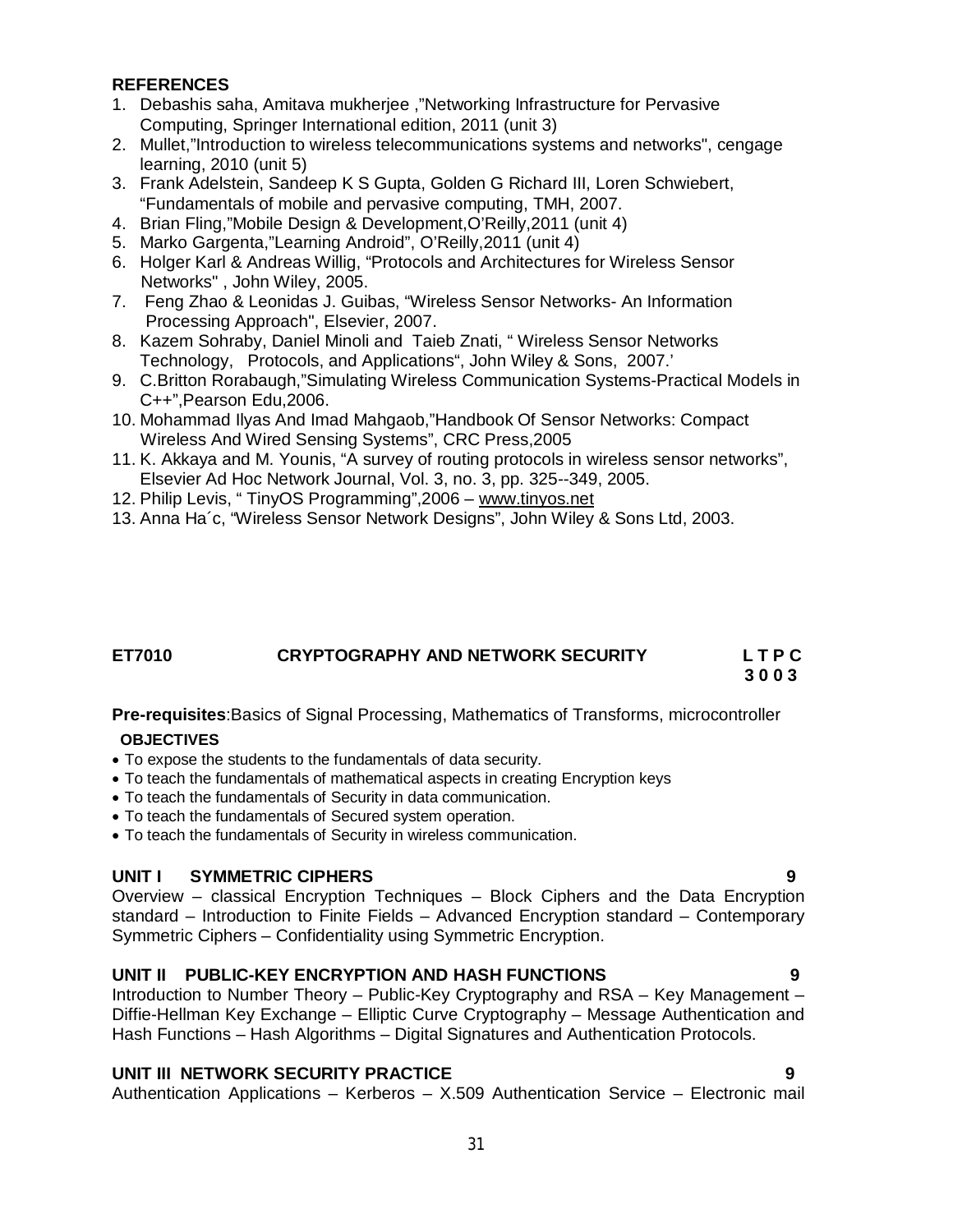**REFERENCES**

1. Debashis saha, Amitava mukherjee ,"Networking Infrastructure for Pervasive Computing, Springer International edition, 2011 (unit 3)
2. Mullet,"Introduction to wireless telecommunications systems and networks", cengage learning, 2010 (unit 5)
3. Frank Adelstein, Sandeep K S Gupta, Golden G Richard III, Loren Schwiebert, "Fundamentals of mobile and pervasive computing, TMH, 2007.
4. Brian Fling,"Mobile Design & Development,O'Reilly,2011 (unit 4)
5. Marko Gargenta,"Learning Android", O'Reilly,2011 (unit 4)
6. Holger Karl & Andreas Willig, "Protocols and Architectures for Wireless Sensor Networks" , John Wiley, 2005.
7. Feng Zhao & Leonidas J. Guibas, "Wireless Sensor Networks- An Information Processing Approach", Elsevier, 2007.
8. Kazem Sohraby, Daniel Minoli and Taieb Znati, " Wireless Sensor Networks Technology, Protocols, and Applications", John Wiley & Sons, 2007.'
9. C.Britton Rorabaugh,"Simulating Wireless Communication Systems-Practical Models in C++",Pearson Edu,2006.
10. Mohammad Ilyas And Imad Mahgaob,"Handbook Of Sensor Networks: Compact Wireless And Wired Sensing Systems", CRC Press,2005
11. K. Akkaya and M. Younis, "A survey of routing protocols in wireless sensor networks", Elsevier Ad Hoc Network Journal, Vol. 3, no. 3, pp. 325--349, 2005.
12. Philip Levis, " TinyOS Programming",2006 – www.tinyos.net
13. Anna Ha´c, "Wireless Sensor Network Designs", John Wiley & Sons Ltd, 2003.

## ET7010 CRYPTOGRAPHY AND NETWORK SECURITY

**L T P C**
**3 0 0 3**

**Pre-requisites**:Basics of Signal Processing, Mathematics of Transforms, microcontroller

**OBJECTIVES**

- To expose the students to the fundamentals of data security.
- To teach the fundamentals of mathematical aspects in creating Encryption keys
- To teach the fundamentals of Security in data communication.
- To teach the fundamentals of Secured system operation.
- To teach the fundamentals of Security in wireless communication.

**UNIT I SYMMETRIC CIPHERS 9**

Overview – classical Encryption Techniques – Block Ciphers and the Data Encryption standard – Introduction to Finite Fields – Advanced Encryption standard – Contemporary Symmetric Ciphers – Confidentiality using Symmetric Encryption.

**UNIT II PUBLIC-KEY ENCRYPTION AND HASH FUNCTIONS 9**

Introduction to Number Theory – Public-Key Cryptography and RSA – Key Management – Diffie-Hellman Key Exchange – Elliptic Curve Cryptography – Message Authentication and Hash Functions – Hash Algorithms – Digital Signatures and Authentication Protocols.

**UNIT III NETWORK SECURITY PRACTICE 9**

Authentication Applications – Kerberos – X.509 Authentication Service – Electronic mail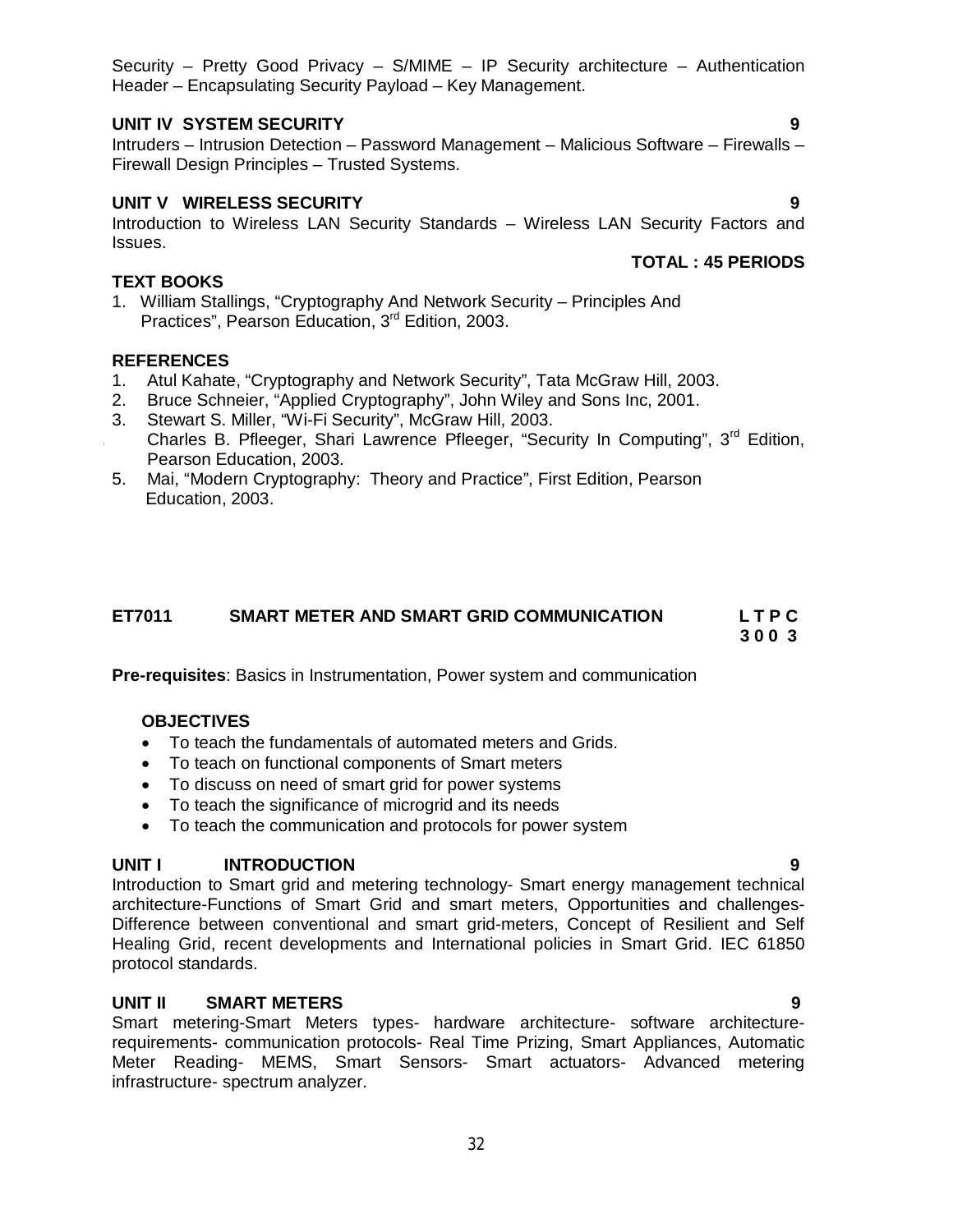Security – Pretty Good Privacy – S/MIME – IP Security architecture – Authentication Header – Encapsulating Security Payload – Key Management.

**UNIT IV SYSTEM SECURITY 9**

Intruders – Intrusion Detection – Password Management – Malicious Software – Firewalls – Firewall Design Principles – Trusted Systems.

**UNIT V WIRELESS SECURITY 9**

Introduction to Wireless LAN Security Standards – Wireless LAN Security Factors and Issues.

**TOTAL : 45 PERIODS**

**TEXT BOOKS**

1. William Stallings, "Cryptography And Network Security – Principles And Practices", Pearson Education, 3rd Edition, 2003.

**REFERENCES**

1. Atul Kahate, "Cryptography and Network Security", Tata McGraw Hill, 2003.
2. Bruce Schneier, "Applied Cryptography", John Wiley and Sons Inc, 2001.
3. Stewart S. Miller, "Wi-Fi Security", McGraw Hill, 2003.
4. Charles B. Pfleeger, Shari Lawrence Pfleeger, "Security In Computing", 3rd Edition, Pearson Education, 2003.
5. Mai, "Modern Cryptography: Theory and Practice", First Edition, Pearson Education, 2003.

## ET7011 SMART METER AND SMART GRID COMMUNICATION

**L T P C**
**3 0 0 3**

**Pre-requisites**: Basics in Instrumentation, Power system and communication

**OBJECTIVES**

- To teach the fundamentals of automated meters and Grids.
- To teach on functional components of Smart meters
- To discuss on need of smart grid for power systems
- To teach the significance of microgrid and its needs
- To teach the communication and protocols for power system

**UNIT I INTRODUCTION 9**

Introduction to Smart grid and metering technology- Smart energy management technical architecture-Functions of Smart Grid and smart meters, Opportunities and challenges- Difference between conventional and smart grid-meters, Concept of Resilient and Self Healing Grid, recent developments and International policies in Smart Grid. IEC 61850 protocol standards.

**UNIT II SMART METERS 9**

Smart metering-Smart Meters types- hardware architecture- software architecture- requirements- communication protocols- Real Time Prizing, Smart Appliances, Automatic Meter Reading- MEMS, Smart Sensors- Smart actuators- Advanced metering infrastructure- spectrum analyzer.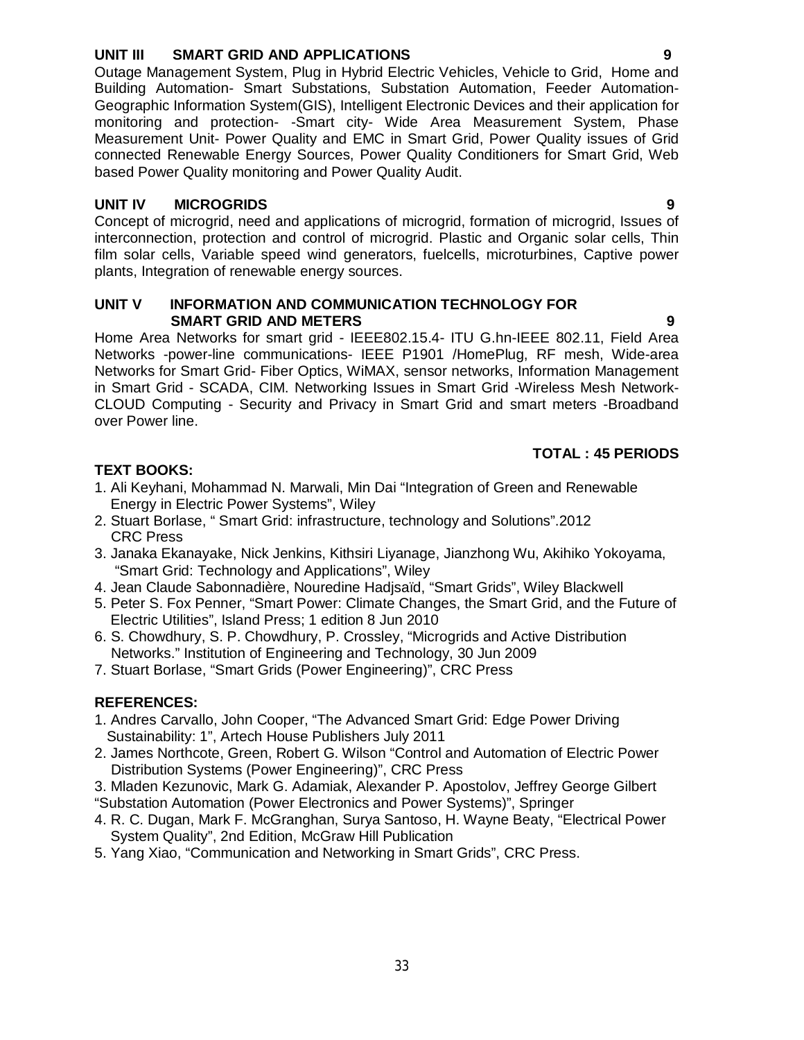**UNIT III SMART GRID AND APPLICATIONS 9**

Outage Management System, Plug in Hybrid Electric Vehicles, Vehicle to Grid, Home and Building Automation- Smart Substations, Substation Automation, Feeder Automation- Geographic Information System(GIS), Intelligent Electronic Devices and their application for monitoring and protection- -Smart city- Wide Area Measurement System, Phase Measurement Unit- Power Quality and EMC in Smart Grid, Power Quality issues of Grid connected Renewable Energy Sources, Power Quality Conditioners for Smart Grid, Web based Power Quality monitoring and Power Quality Audit.

**UNIT IV MICROGRIDS 9**

Concept of microgrid, need and applications of microgrid, formation of microgrid, Issues of interconnection, protection and control of microgrid. Plastic and Organic solar cells, Thin film solar cells, Variable speed wind generators, fuelcells, microturbines, Captive power plants, Integration of renewable energy sources.

**UNIT V INFORMATION AND COMMUNICATION TECHNOLOGY FOR SMART GRID AND METERS 9**

Home Area Networks for smart grid - IEEE802.15.4- ITU G.hn-IEEE 802.11, Field Area Networks -power-line communications- IEEE P1901 /HomePlug, RF mesh, Wide-area Networks for Smart Grid- Fiber Optics, WiMAX, sensor networks, Information Management in Smart Grid - SCADA, CIM. Networking Issues in Smart Grid -Wireless Mesh Network- CLOUD Computing - Security and Privacy in Smart Grid and smart meters -Broadband over Power line.

**TOTAL : 45 PERIODS**

**TEXT BOOKS:**

1. Ali Keyhani, Mohammad N. Marwali, Min Dai "Integration of Green and Renewable Energy in Electric Power Systems", Wiley
2. Stuart Borlase, " Smart Grid: infrastructure, technology and Solutions".2012 CRC Press
3. Janaka Ekanayake, Nick Jenkins, Kithsiri Liyanage, Jianzhong Wu, Akihiko Yokoyama, "Smart Grid: Technology and Applications", Wiley
4. Jean Claude Sabonnadière, Nouredine Hadjsaïd, "Smart Grids", Wiley Blackwell
5. Peter S. Fox Penner, "Smart Power: Climate Changes, the Smart Grid, and the Future of Electric Utilities", Island Press; 1 edition 8 Jun 2010
6. S. Chowdhury, S. P. Chowdhury, P. Crossley, "Microgrids and Active Distribution Networks." Institution of Engineering and Technology, 30 Jun 2009
7. Stuart Borlase, "Smart Grids (Power Engineering)", CRC Press

**REFERENCES:**

1. Andres Carvallo, John Cooper, "The Advanced Smart Grid: Edge Power Driving Sustainability: 1", Artech House Publishers July 2011
2. James Northcote, Green, Robert G. Wilson "Control and Automation of Electric Power Distribution Systems (Power Engineering)", CRC Press
3. Mladen Kezunovic, Mark G. Adamiak, Alexander P. Apostolov, Jeffrey George Gilbert "Substation Automation (Power Electronics and Power Systems)", Springer
4. R. C. Dugan, Mark F. McGranghan, Surya Santoso, H. Wayne Beaty, "Electrical Power System Quality", 2nd Edition, McGraw Hill Publication
5. Yang Xiao, "Communication and Networking in Smart Grids", CRC Press.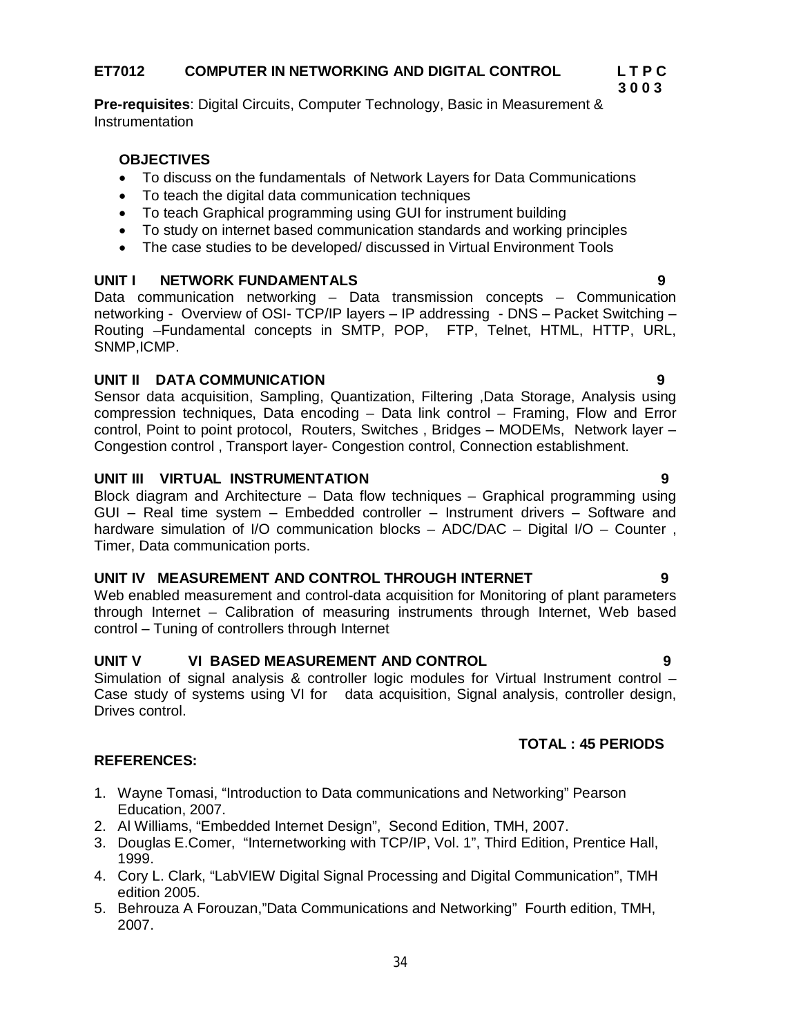**ET7012 COMPUTER IN NETWORKING AND DIGITAL CONTROL** **L T P C**
**3 0 0 3**

**Pre-requisites**: Digital Circuits, Computer Technology, Basic in Measurement & Instrumentation

**OBJECTIVES**

- To discuss on the fundamentals of Network Layers for Data Communications
- To teach the digital data communication techniques
- To teach Graphical programming using GUI for instrument building
- To study on internet based communication standards and working principles
- The case studies to be developed/ discussed in Virtual Environment Tools

**UNIT I NETWORK FUNDAMENTALS** **9**

Data communication networking – Data transmission concepts – Communication networking - Overview of OSI- TCP/IP layers – IP addressing - DNS – Packet Switching – Routing –Fundamental concepts in SMTP, POP, FTP, Telnet, HTML, HTTP, URL, SNMP,ICMP.

**UNIT II DATA COMMUNICATION** **9**

Sensor data acquisition, Sampling, Quantization, Filtering ,Data Storage, Analysis using compression techniques, Data encoding – Data link control – Framing, Flow and Error control, Point to point protocol, Routers, Switches , Bridges – MODEMs, Network layer – Congestion control , Transport layer- Congestion control, Connection establishment.

**UNIT III VIRTUAL INSTRUMENTATION** **9**

Block diagram and Architecture – Data flow techniques – Graphical programming using GUI – Real time system – Embedded controller – Instrument drivers – Software and hardware simulation of I/O communication blocks – ADC/DAC – Digital I/O – Counter , Timer, Data communication ports.

**UNIT IV MEASUREMENT AND CONTROL THROUGH INTERNET** **9**

Web enabled measurement and control-data acquisition for Monitoring of plant parameters through Internet – Calibration of measuring instruments through Internet, Web based control – Tuning of controllers through Internet

**UNIT V VI BASED MEASUREMENT AND CONTROL** **9**

Simulation of signal analysis & controller logic modules for Virtual Instrument control – Case study of systems using VI for data acquisition, Signal analysis, controller design, Drives control.

**TOTAL : 45 PERIODS**

**REFERENCES:**

1. Wayne Tomasi, "Introduction to Data communications and Networking" Pearson Education, 2007.
2. Al Williams, "Embedded Internet Design", Second Edition, TMH, 2007.
3. Douglas E.Comer, "Internetworking with TCP/IP, Vol. 1", Third Edition, Prentice Hall, 1999.
4. Cory L. Clark, "LabVIEW Digital Signal Processing and Digital Communication", TMH edition 2005.
5. Behrouza A Forouzan,"Data Communications and Networking" Fourth edition, TMH, 2007.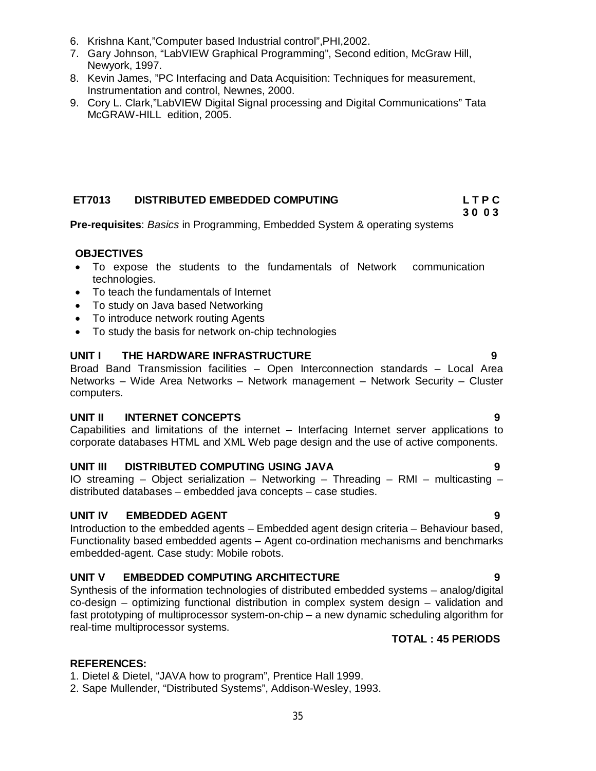6. Krishna Kant,"Computer based Industrial control",PHI,2002.
7. Gary Johnson, "LabVIEW Graphical Programming", Second edition, McGraw Hill, Newyork, 1997.
8. Kevin James, "PC Interfacing and Data Acquisition: Techniques for measurement, Instrumentation and control, Newnes, 2000.
9. Cory L. Clark,"LabVIEW Digital Signal processing and Digital Communications" Tata McGRAW-HILL edition, 2005.

## ET7013 DISTRIBUTED EMBEDDED COMPUTING

**L T P C**
**3 0 0 3**

**Pre-requisites**: *Basics* in Programming, Embedded System & operating systems

### OBJECTIVES

- To expose the students to the fundamentals of Network communication technologies.
- To teach the fundamentals of Internet
- To study on Java based Networking
- To introduce network routing Agents
- To study the basis for network on-chip technologies

### UNIT I THE HARDWARE INFRASTRUCTURE 9

Broad Band Transmission facilities – Open Interconnection standards – Local Area Networks – Wide Area Networks – Network management – Network Security – Cluster computers.

### UNIT II INTERNET CONCEPTS 9

Capabilities and limitations of the internet – Interfacing Internet server applications to corporate databases HTML and XML Web page design and the use of active components.

### UNIT III DISTRIBUTED COMPUTING USING JAVA 9

IO streaming – Object serialization – Networking – Threading – RMI – multicasting – distributed databases – embedded java concepts – case studies.

### UNIT IV EMBEDDED AGENT 9

Introduction to the embedded agents – Embedded agent design criteria – Behaviour based, Functionality based embedded agents – Agent co-ordination mechanisms and benchmarks embedded-agent. Case study: Mobile robots.

### UNIT V EMBEDDED COMPUTING ARCHITECTURE 9

Synthesis of the information technologies of distributed embedded systems – analog/digital co-design – optimizing functional distribution in complex system design – validation and fast prototyping of multiprocessor system-on-chip – a new dynamic scheduling algorithm for real-time multiprocessor systems.

**TOTAL : 45 PERIODS**

### REFERENCES:

1. Dietel & Dietel, "JAVA how to program", Prentice Hall 1999.
2. Sape Mullender, "Distributed Systems", Addison-Wesley, 1993.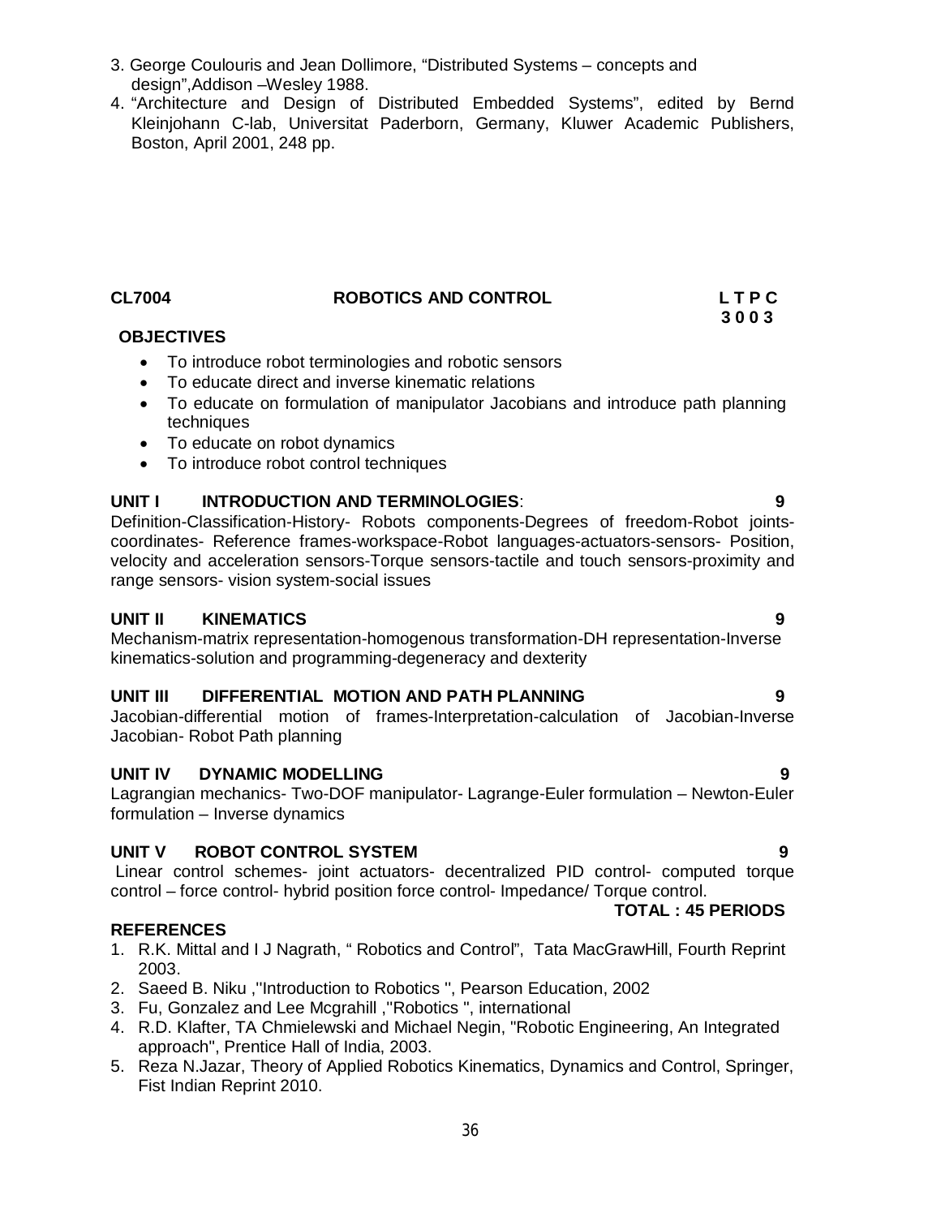3. George Coulouris and Jean Dollimore, "Distributed Systems – concepts and design",Addison –Wesley 1988.
4. "Architecture and Design of Distributed Embedded Systems", edited by Bernd Kleinjohann C-lab, Universitat Paderborn, Germany, Kluwer Academic Publishers, Boston, April 2001, 248 pp.

## CL7004 ROBOTICS AND CONTROL

**L T P C**
**3 0 0 3**

**OBJECTIVES**

- To introduce robot terminologies and robotic sensors
- To educate direct and inverse kinematic relations
- To educate on formulation of manipulator Jacobians and introduce path planning techniques
- To educate on robot dynamics
- To introduce robot control techniques

**UNIT I INTRODUCTION AND TERMINOLOGIES: 9**

Definition-Classification-History- Robots components-Degrees of freedom-Robot joints-coordinates- Reference frames-workspace-Robot languages-actuators-sensors- Position, velocity and acceleration sensors-Torque sensors-tactile and touch sensors-proximity and range sensors- vision system-social issues

**UNIT II KINEMATICS 9**

Mechanism-matrix representation-homogenous transformation-DH representation-Inverse kinematics-solution and programming-degeneracy and dexterity

**UNIT III DIFFERENTIAL MOTION AND PATH PLANNING 9**

Jacobian-differential motion of frames-Interpretation-calculation of Jacobian-Inverse Jacobian- Robot Path planning

**UNIT IV DYNAMIC MODELLING 9**

Lagrangian mechanics- Two-DOF manipulator- Lagrange-Euler formulation – Newton-Euler formulation – Inverse dynamics

**UNIT V ROBOT CONTROL SYSTEM 9**

Linear control schemes- joint actuators- decentralized PID control- computed torque control – force control- hybrid position force control- Impedance/ Torque control.

**TOTAL : 45 PERIODS**

**REFERENCES**

1. R.K. Mittal and I J Nagrath, " Robotics and Control", Tata MacGrawHill, Fourth Reprint 2003.
2. Saeed B. Niku ,''Introduction to Robotics '', Pearson Education, 2002
3. Fu, Gonzalez and Lee Mcgrahill ,''Robotics '', international
4. R.D. Klafter, TA Chmielewski and Michael Negin, "Robotic Engineering, An Integrated approach", Prentice Hall of India, 2003.
5. Reza N.Jazar, Theory of Applied Robotics Kinematics, Dynamics and Control, Springer, Fist Indian Reprint 2010.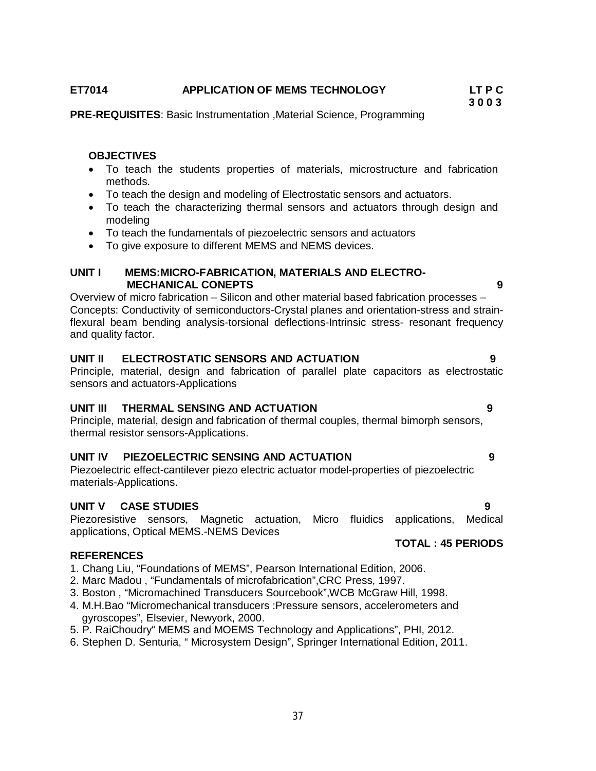**ET7014 APPLICATION OF MEMS TECHNOLOGY**

**L T P C**
**3 0 0 3**

**PRE-REQUISITES**: Basic Instrumentation ,Material Science, Programming

**OBJECTIVES**

- To teach the students properties of materials, microstructure and fabrication methods.
- To teach the design and modeling of Electrostatic sensors and actuators.
- To teach the characterizing thermal sensors and actuators through design and modeling
- To teach the fundamentals of piezoelectric sensors and actuators
- To give exposure to different MEMS and NEMS devices.

**UNIT I MEMS:MICRO-FABRICATION, MATERIALS AND ELECTRO-MECHANICAL CONEPTS 9**

Overview of micro fabrication – Silicon and other material based fabrication processes – Concepts: Conductivity of semiconductors-Crystal planes and orientation-stress and strain-flexural beam bending analysis-torsional deflections-Intrinsic stress- resonant frequency and quality factor.

**UNIT II ELECTROSTATIC SENSORS AND ACTUATION 9**

Principle, material, design and fabrication of parallel plate capacitors as electrostatic sensors and actuators-Applications

**UNIT III THERMAL SENSING AND ACTUATION 9**

Principle, material, design and fabrication of thermal couples, thermal bimorph sensors, thermal resistor sensors-Applications.

**UNIT IV PIEZOELECTRIC SENSING AND ACTUATION 9**

Piezoelectric effect-cantilever piezo electric actuator model-properties of piezoelectric materials-Applications.

**UNIT V CASE STUDIES 9**

Piezoresistive sensors, Magnetic actuation, Micro fluidics applications, Medical applications, Optical MEMS.-NEMS Devices

**TOTAL : 45 PERIODS**

**REFERENCES**

1. Chang Liu, "Foundations of MEMS", Pearson International Edition, 2006.
2. Marc Madou , "Fundamentals of microfabrication",CRC Press, 1997.
3. Boston , "Micromachined Transducers Sourcebook",WCB McGraw Hill, 1998.
4. M.H.Bao "Micromechanical transducers :Pressure sensors, accelerometers and gyroscopes", Elsevier, Newyork, 2000.
5. P. RaiChoudry" MEMS and MOEMS Technology and Applications", PHI, 2012.
6. Stephen D. Senturia, " Microsystem Design", Springer International Edition, 2011.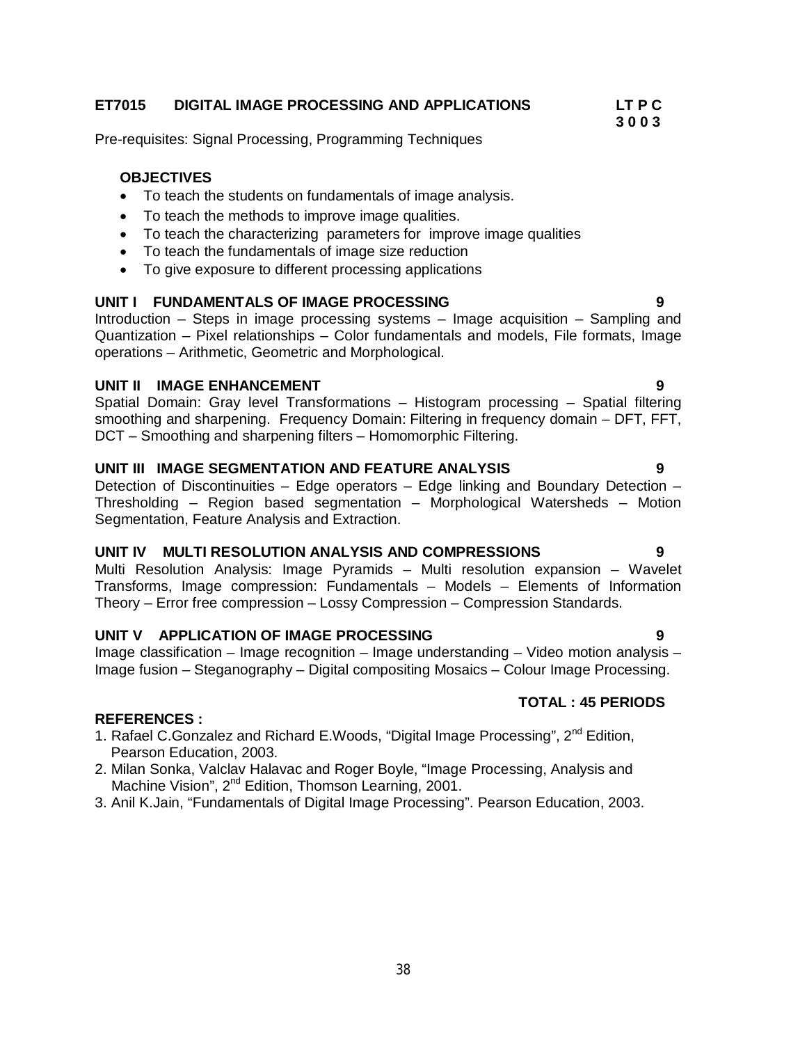**ET7015 DIGITAL IMAGE PROCESSING AND APPLICATIONS** **LT P C**
**3 0 0 3**

Pre-requisites: Signal Processing, Programming Techniques

**OBJECTIVES**

- To teach the students on fundamentals of image analysis.
- To teach the methods to improve image qualities.
- To teach the characterizing parameters for improve image qualities
- To teach the fundamentals of image size reduction
- To give exposure to different processing applications

**UNIT I FUNDAMENTALS OF IMAGE PROCESSING** **9**

Introduction – Steps in image processing systems – Image acquisition – Sampling and Quantization – Pixel relationships – Color fundamentals and models, File formats, Image operations – Arithmetic, Geometric and Morphological.

**UNIT II IMAGE ENHANCEMENT** **9**

Spatial Domain: Gray level Transformations – Histogram processing – Spatial filtering smoothing and sharpening. Frequency Domain: Filtering in frequency domain – DFT, FFT, DCT – Smoothing and sharpening filters – Homomorphic Filtering.

**UNIT III IMAGE SEGMENTATION AND FEATURE ANALYSIS** **9**

Detection of Discontinuities – Edge operators – Edge linking and Boundary Detection – Thresholding – Region based segmentation – Morphological Watersheds – Motion Segmentation, Feature Analysis and Extraction.

**UNIT IV MULTI RESOLUTION ANALYSIS AND COMPRESSIONS** **9**

Multi Resolution Analysis: Image Pyramids – Multi resolution expansion – Wavelet Transforms, Image compression: Fundamentals – Models – Elements of Information Theory – Error free compression – Lossy Compression – Compression Standards.

**UNIT V APPLICATION OF IMAGE PROCESSING** **9**

Image classification – Image recognition – Image understanding – Video motion analysis – Image fusion – Steganography – Digital compositing Mosaics – Colour Image Processing.

**TOTAL : 45 PERIODS**

**REFERENCES :**

1. Rafael C.Gonzalez and Richard E.Woods, "Digital Image Processing", 2nd Edition, Pearson Education, 2003.
2. Milan Sonka, Valclav Halavac and Roger Boyle, "Image Processing, Analysis and Machine Vision", 2nd Edition, Thomson Learning, 2001.
3. Anil K.Jain, "Fundamentals of Digital Image Processing". Pearson Education, 2003.